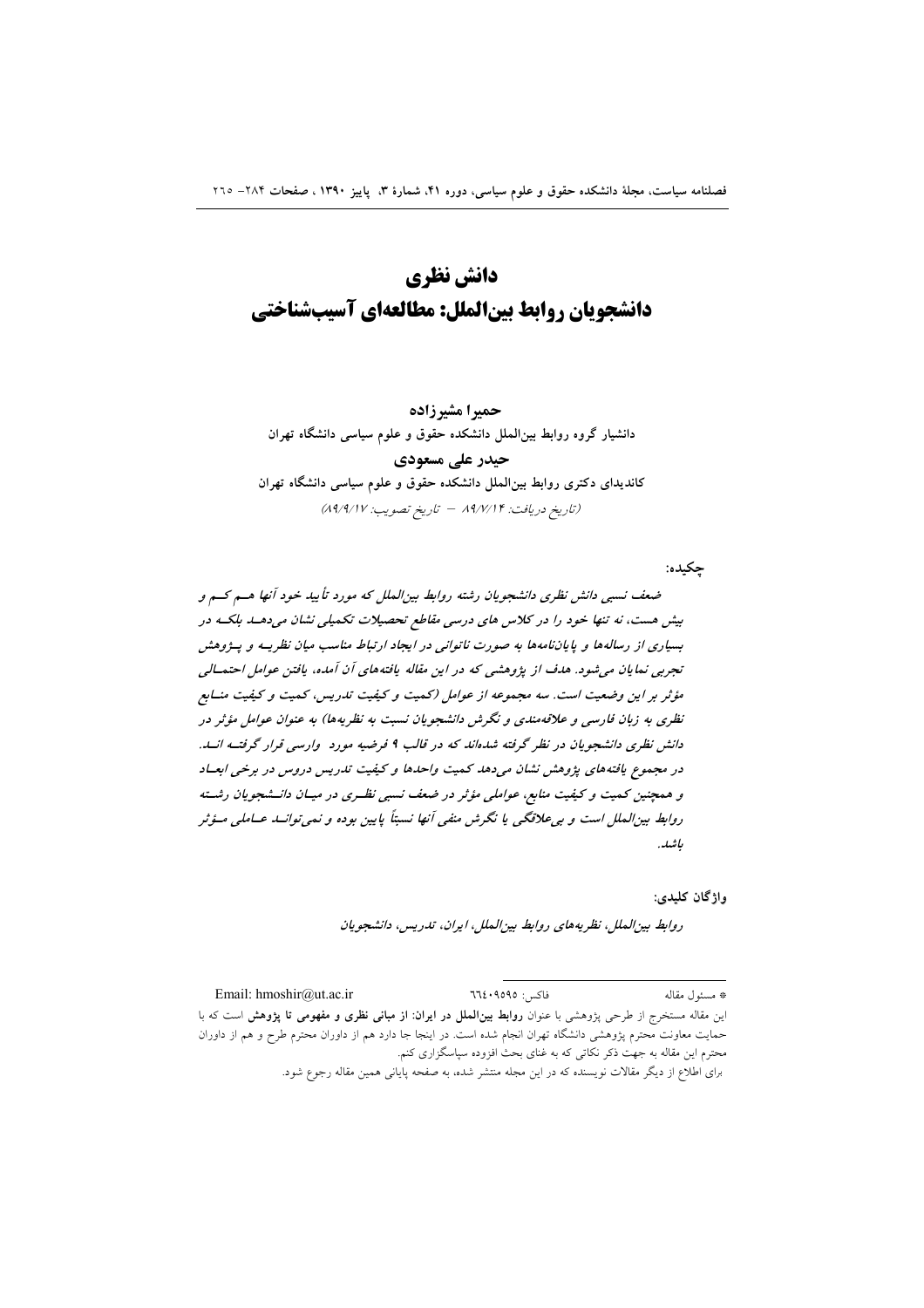# دانش نظری
# دانشجویان روابط بین‌الملل: مطالعه‌ای آسیب‌شناختی

**حمیرا مشیرزاده**

**دانشیار گروه روابط بین‌الملل دانشکده حقوق و علوم سیاسی دانشگاه تهران**

**حیدر علی مسعودی**

**کاندیدای دکتری روابط بین‌الملل دانشکده حقوق و علوم سیاسی دانشگاه تهران**

*(تاریخ دریافت: ۸۹/۷/۱۴ – تاریخ تصویب: ۸۹/۹/۱۷)*

**چکیده:**

***ضعف نسبی دانش نظری دانشجویان رشته روابط بین‌الملل که مورد تأیید خود آنها هم کم و بیش هست، نه تنها خود را در کلاس های درسی مقاطع تحصیلات تکمیلی نشان می‌دهد بلکه در بسیاری از رساله‌ها و پایان‌نامه‌ها به صورت ناتوانی در ایجاد ارتباط مناسب میان نظریه و پژوهش تجربی نمایان می‌شود. هدف از پژوهشی که در این مقاله یافته‌های آن آمده، یافتن عوامل احتمالی مؤثر بر این وضعیت است. سه مجموعه از عوامل (کمیت و کیفیت تدریس، کمیت و کیفیت منابع نظری به زبان فارسی و علاقه‌مندی و نگرش دانشجویان نسبت به نظریه‌ها) به عنوان عوامل مؤثر در دانش نظری دانشجویان در نظر گرفته شده‌اند که در قالب ۹ فرضیه مورد وارسی قرار گرفته اند. در مجموع یافته‌های پژوهش نشان می‌دهد کمیت واحدها و کیفیت تدریس دروس در برخی ابعاد و همچنین کمیت و کیفیت منابع، عواملی مؤثر در ضعف نسبی نظری در میان دانشجویان رشته روابط بین‌الملل است و بی‌علاقگی یا نگرش منفی آنها نسبتاً پایین بوده و نمی‌توانند عاملی مؤثر باشد.***

**واژگان کلیدی:**

***روابط بین‌الملل، نظریه‌های روابط بین‌الملل، ایران، تدریس، دانشجویان***

---

\* مسئول مقاله &nbsp;&nbsp;&nbsp; فاکس: ۶۶۴۰۹۵۹۵ &nbsp;&nbsp;&nbsp; Email: hmoshir@ut.ac.ir

این مقاله مستخرج از طرحی پژوهشی با عنوان **روابط بین‌الملل در ایران: از مبانی نظری و مفهومی تا پژوهش** است که با حمایت معاونت محترم پژوهشی دانشگاه تهران انجام شده است. در اینجا جا دارد هم از داوران محترم طرح و هم از داوران محترم این مقاله به جهت ذکر نکاتی که به غنای بحث افزوده سپاسگزاری کنم.

برای اطلاع از دیگر مقالات نویسنده که در این مجله منتشر شده، به صفحه پایانی همین مقاله رجوع شود.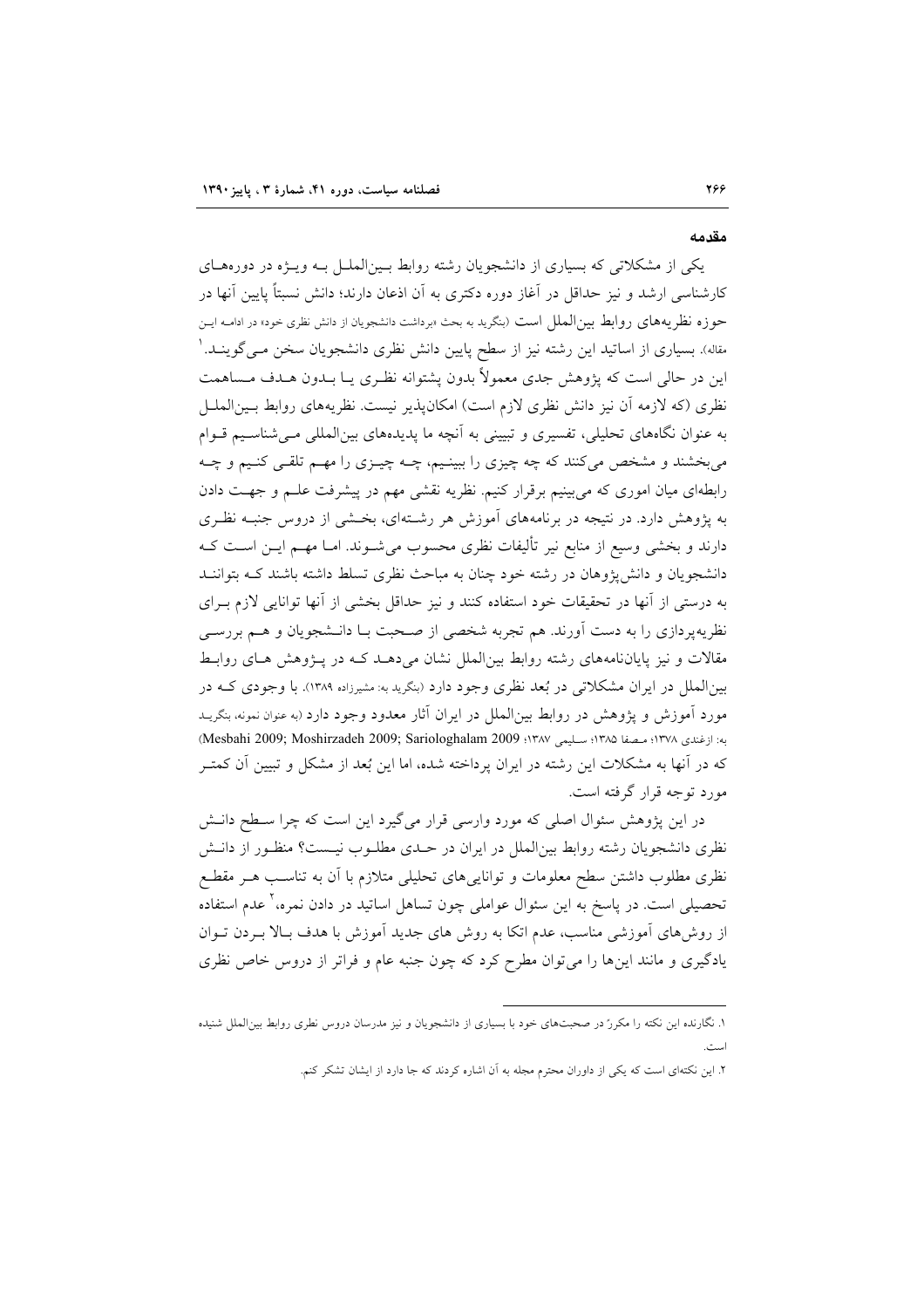## مقدمه

یکی از مشکلاتی که بسیاری از دانشجویان رشته روابط بین‌الملل به ویژه در دوره‌های کارشناسی ارشد و نیز حداقل در آغاز دوره دکتری به آن اذعان دارند؛ دانش نسبتاً پایین آنها در حوزه نظریه‌های روابط بین‌الملل است (بنگرید به بحث «برداشت دانشجویان از دانش نظری خود» در ادامه این مقاله). بسیاری از اساتید این رشته نیز از سطح پایین دانش نظری دانشجویان سخن می‌گویند.[1] این در حالی است که پژوهش جدی معمولاً بدون پشتوانه نظری یا بدون هدف مساهمت نظری (که لازمه آن نیز دانش نظری لازم است) امکان‌پذیر نیست. نظریه‌های روابط بین‌الملل به عنوان نگاه‌های تحلیلی، تفسیری و تبیینی به آنچه ما پدیده‌های بین‌المللی می‌شناسیم قوام می‌بخشند و مشخص می‌کنند که چه چیزی را ببینیم، چه چیزی را مهم تلقی کنیم و چه رابطه‌ای میان اموری که می‌بینیم برقرار کنیم. نظریه نقشی مهم در پیشرفت علم و جهت دادن به پژوهش دارد. در نتیجه در برنامه‌های آموزش هر رشته‌ای، بخشی از دروس جنبه نظری دارند و بخشی وسیع از منابع نیز تألیفات نظری محسوب می‌شوند. اما مهم این است که دانشجویان و دانش‌پژوهان در رشته خود چنان به مباحث نظری تسلط داشته باشند که بتوانند به درستی از آنها در تحقیقات خود استفاده کنند و نیز حداقل بخشی از آنها توانایی لازم برای نظریه‌پردازی را به دست آورند. هم تجربه شخصی از صحبت با دانشجویان و هم بررسی مقالات و نیز پایان‌نامه‌های رشته روابط بین‌الملل نشان می‌دهد که در پژوهش های روابط بین‌الملل در ایران مشکلاتی در بُعد نظری وجود دارد (بنگرید به: مشیرزاده ۱۳۸۹). با وجودی که در مورد آموزش و پژوهش در روابط بین‌الملل در ایران آثار معدود وجود دارد (به عنوان نمونه، بنگرید به: ازغندی ۱۳۷۸؛ مصفا ۱۳۸۵؛ سلیمی ۱۳۸۷؛ Mesbahi 2009; Moshirzadeh 2009; Sariologhalam 2009) که در آنها به مشکلات این رشته در ایران پرداخته شده، اما این بُعد از مشکل و تبیین آن کمتر مورد توجه قرار گرفته است.

در این پژوهش سئوال اصلی که مورد وارسی قرار می‌گیرد این است که چرا سطح دانش نظری دانشجویان رشته روابط بین‌الملل در ایران در حدی مطلوب نیست؟ منظور از دانش نظری مطلوب داشتن سطح معلومات و توانایی‌های تحلیلی متلازم با آن به تناسب هر مقطع تحصیلی است. در پاسخ به این سئوال عواملی چون تساهل اساتید در دادن نمره،[2] عدم استفاده از روش‌های آموزشی مناسب، عدم اتکا به روش های جدید آموزش با هدف بالا بردن توان یادگیری و مانند این‌ها را می‌توان مطرح کرد که چون جنبه عام و فراتر از دروس خاص نظری

---

۱. نگارنده این نکته را مکرراً در صحبت‌های خود با بسیاری از دانشجویان و نیز مدرسان دروس نظری روابط بین‌الملل شنیده است.

۲. این نکته‌ای است که یکی از داوران محترم مجله به آن اشاره کردند که جا دارد از ایشان تشکر کنم.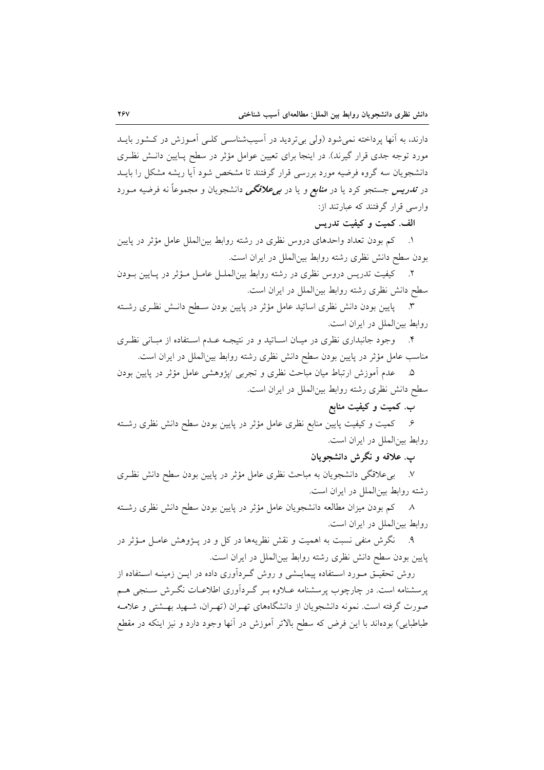دارند، به آنها پرداخته نمی‌شود (ولی بی‌تردید در آسیب‌شناسی کلی آموزش در کشور باید مورد توجه جدی قرار گیرند). در اینجا برای تعیین عوامل مؤثر در سطح پایین دانش نظری دانشجویان سه گروه فرضیه مورد بررسی قرار گرفتند تا مشخص شود آیا ریشه مشکل را باید در ***تدریس*** جستجو کرد یا در ***منابع*** و یا در ***بی‌علاقگی*** دانشجویان و مجموعاً نه فرضیه مورد وارسی قرار گرفتند که عبارتند از:

**الف. کمیت و کیفیت تدریس**

۱. کم بودن تعداد واحدهای دروس نظری در رشته روابط بین‌الملل عامل مؤثر در پایین بودن سطح دانش نظری رشته روابط بین‌الملل در ایران است.

۲. کیفیت تدریس دروس نظری در رشته روابط بین‌الملل عامل مؤثر در پایین بودن سطح دانش نظری رشته روابط بین‌الملل در ایران است.

۳. پایین بودن دانش نظری اساتید عامل مؤثر در پایین بودن سطح دانش نظری رشته روابط بین‌الملل در ایران است.

۴. وجود جانبداری نظری در میان اساتید و در نتیجه عدم استفاده از مبانی نظری مناسب عامل مؤثر در پایین بودن سطح دانش نظری رشته روابط بین‌الملل در ایران است.

۵. عدم آموزش ارتباط میان مباحث نظری و تجربی /پژوهشی عامل مؤثر در پایین بودن سطح دانش نظری رشته روابط بین‌الملل در ایران است.

**ب. کمیت و کیفیت منابع**

۶. کمیت و کیفیت پایین منابع نظری عامل مؤثر در پایین بودن سطح دانش نظری رشته روابط بین‌الملل در ایران است.

**پ. علاقه و نگرش دانشجویان**

۷. بی‌علاقگی دانشجویان به مباحث نظری عامل مؤثر در پایین بودن سطح دانش نظری رشته روابط بین‌الملل در ایران است.

۸. کم بودن میزان مطالعه دانشجویان عامل مؤثر در پایین بودن سطح دانش نظری رشته روابط بین‌الملل در ایران است.

۹. نگرش منفی نسبت به اهمیت و نقش نظریه‌ها در کل و در پژوهش عامل مؤثر در پایین بودن سطح دانش نظری رشته روابط بین‌الملل در ایران است.

روش تحقیق مورد استفاده پیمایشی و روش گردآوری داده در این زمینه استفاده از پرسشنامه است. در چارچوب پرسشنامه علاوه بر گردآوری اطلاعات نگرش سنجی هم صورت گرفته است. نمونه دانشجویان از دانشگاه‌های تهران (تهران، شهید بهشتی و علامه طباطبایی) بوده‌اند با این فرض که سطح بالاتر آموزش در آنها وجود دارد و نیز اینکه در مقطع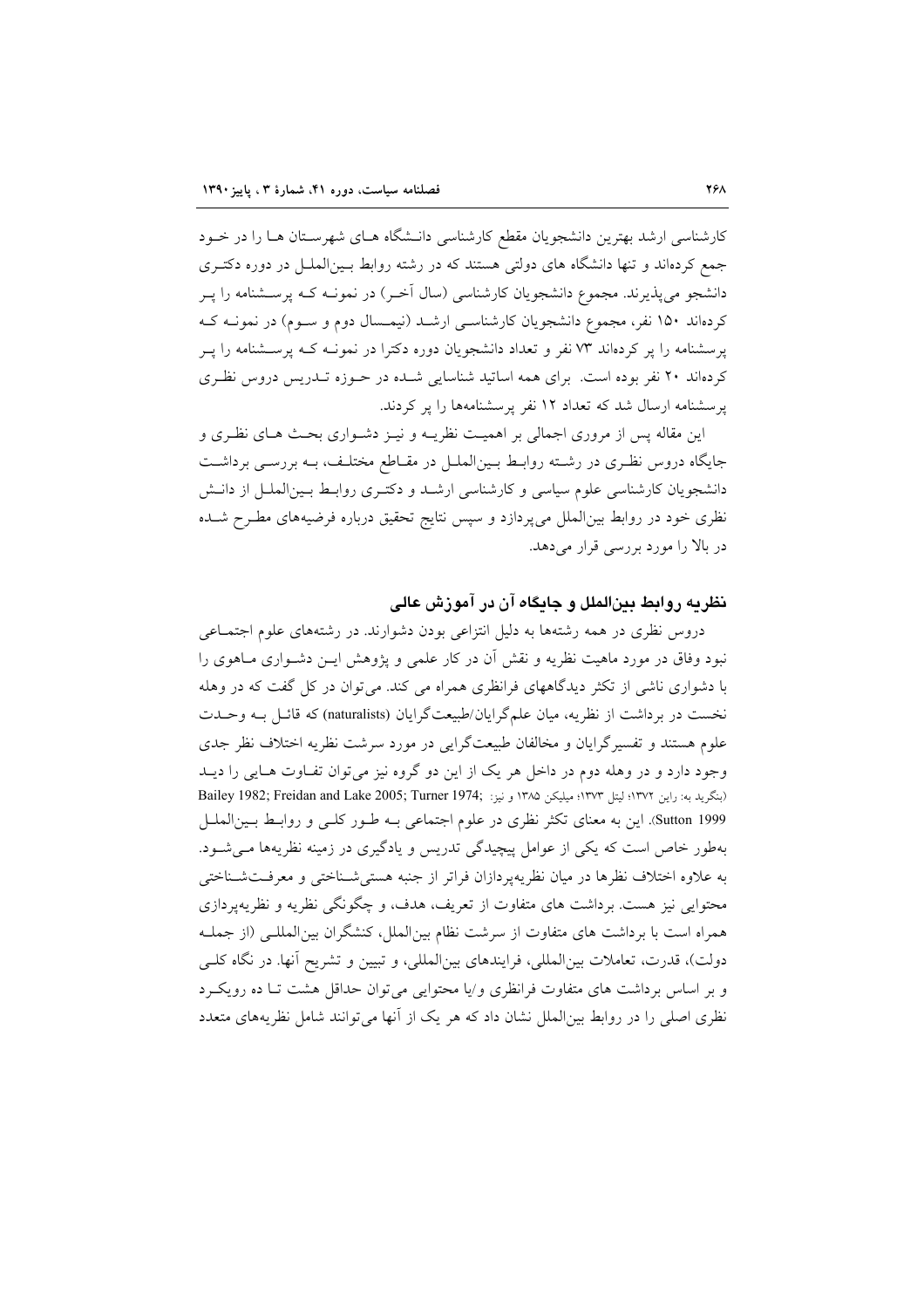کارشناسی ارشد بهترین دانشجویان مقطع کارشناسی دانشگاه های شهرستان ها را در خود جمع کرده‌اند و تنها دانشگاه های دولتی هستند که در رشته روابط بین‌الملل در دوره دکتری دانشجو می‌پذیرند. مجموع دانشجویان کارشناسی (سال آخر) در نمونه که پرسشنامه را پر کرده‌اند ۱۵۰ نفر، مجموع دانشجویان کارشناسی ارشد (نیمسال دوم و سوم) در نمونه که پرسشنامه را پر کرده‌اند ۷۳ نفر و تعداد دانشجویان دوره دکترا در نمونه که پرسشنامه را پر کرده‌اند ۲۰ نفر بوده است. برای همه اساتید شناسایی شده در حوزه تدریس دروس نظری پرسشنامه ارسال شد که تعداد ۱۲ نفر پرسشنامه‌ها را پر کردند.

این مقاله پس از مروری اجمالی بر اهمیت نظریه و نیز دشواری بحث های نظری و جایگاه دروس نظری در رشته روابط بین‌الملل در مقاطع مختلف، به بررسی برداشت دانشجویان کارشناسی علوم سیاسی و کارشناسی ارشد و دکتری روابط بین‌الملل از دانش نظری خود در روابط بین‌الملل می‌پردازد و سپس نتایج تحقیق درباره فرضیه‌های مطرح شده در بالا را مورد بررسی قرار می‌دهد.

## نظریه روابط بین‌الملل و جایگاه آن در آموزش عالی

دروس نظری در همه رشته‌ها به دلیل انتزاعی بودن دشوارند. در رشته‌های علوم اجتماعی نبود وفاق در مورد ماهیت نظریه و نقش آن در کار علمی و پژوهش این دشواری ماهوی را با دشواری ناشی از تکثر دیدگاههای فرانظری همراه می کند. می‌توان در کل گفت که در وهله نخست در برداشت از نظریه، میان علم‌گرایان/طبیعت‌گرایان (naturalists) که قائل به وحدت علوم هستند و تفسیرگرایان و مخالفان طبیعت‌گرایی در مورد سرشت نظریه اختلاف نظر جدی وجود دارد و در وهله دوم در داخل هر یک از این دو گروه نیز می‌توان تفاوت هایی را دید (بنگرید به: راین ۱۳۷۲؛ لیتل ۱۳۷۳؛ میلیکن ۱۳۸۵ و نیز: Bailey 1982; Freidan and Lake 2005; Turner 1974; Sutton 1999). این به معنای تکثر نظری در علوم اجتماعی به طور کلی و روابط بین‌الملل به‌طور خاص است که یکی از عوامل پیچیدگی تدریس و یادگیری در زمینه نظریه‌ها می‌شود. به علاوه اختلاف نظرها در میان نظریه‌پردازان فراتر از جنبه هستی‌شناختی و معرفت‌شناختی محتوایی نیز هست. برداشت های متفاوت از تعریف، هدف، و چگونگی نظریه و نظریه‌پردازی همراه است با برداشت های متفاوت از سرشت نظام بین‌الملل، کنشگران بین‌المللی (از جمله دولت)، قدرت، تعاملات بین‌المللی، فرایندهای بین‌المللی، و تبیین و تشریح آنها. در نگاه کلی و بر اساس برداشت های متفاوت فرانظری و/یا محتوایی می‌توان حداقل هشت تا ده رویکرد نظری اصلی را در روابط بین‌الملل نشان داد که هر یک از آنها می‌توانند شامل نظریه‌های متعدد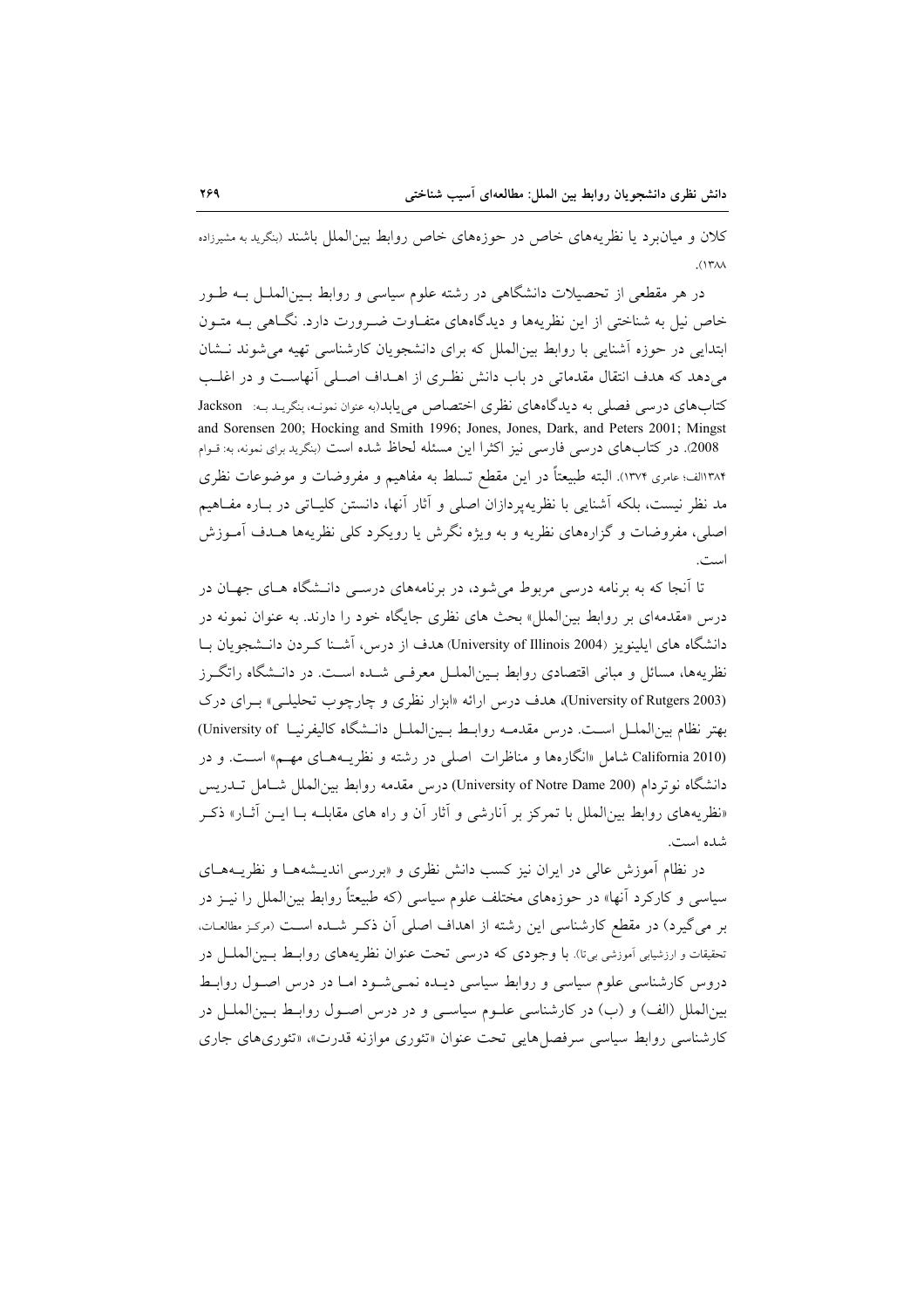کلان و میان‌برد یا نظریه‌های خاص در حوزه‌های خاص روابط بین‌الملل باشند (بنگرید به مشیرزاده ۱۳۸۸).

در هر مقطعی از تحصیلات دانشگاهی در رشته علوم سیاسی و روابط بین‌الملل به طور خاص نیل به شناختی از این نظریه‌ها و دیدگاه‌های متفاوت ضرورت دارد. نگاهی به متون ابتدایی در حوزه آشنایی با روابط بین‌الملل که برای دانشجویان کارشناسی تهیه می‌شوند نشان می‌دهد که هدف انتقال مقدماتی در باب دانش نظری از اهداف اصلی آنهاست و در اغلب کتاب‌های درسی فصلی به دیدگاه‌های نظری اختصاص می‌یابد(به عنوان نمونه، بنگرید به: Jackson and Sorensen 200; Hocking and Smith 1996; Jones, Jones, Dark, and Peters 2001; Mingst 2008). در کتاب‌های درسی فارسی نیز اکثرا این مسئله لحاظ شده است (بنگرید برای نمونه، به: قوام ۱۳۸۴الف؛ عامری ۱۳۷۴). البته طبیعتاً در این مقطع تسلط به مفاهیم و مفروضات و موضوعات نظری مد نظر نیست، بلکه آشنایی با نظریه‌پردازان اصلی و آثار آنها، دانستن کلیاتی در باره مفاهیم اصلی، مفروضات و گزاره‌های نظریه و به ویژه نگرش یا رویکرد کلی نظریه‌ها هدف آموزش است.

تا آنجا که به برنامه درسی مربوط می‌شود، در برنامه‌های درسی دانشگاه های جهان در درس «مقدمه‌ای بر روابط بین‌الملل» بحث های نظری جایگاه خود را دارند. به عنوان نمونه در دانشگاه های ایلینویز (University of Illinois 2004) هدف از درس، آشنا کردن دانشجویان با نظریه‌ها، مسائل و مبانی اقتصادی روابط بین‌الملل معرفی شده است. در دانشگاه راتگرز (University of Rutgers 2003)، هدف درس ارائه «ابزار نظری و چارچوب تحلیلی» برای درک بهتر نظام بین‌الملل است. درس مقدمه روابط بین‌الملل دانشگاه کالیفرنیا (University of California 2010) شامل «انگاره‌ها و مناظرات اصلی در رشته و نظریه‌های مهم» است. و در دانشگاه نوتردام (University of Notre Dame 200) درس مقدمه روابط بین‌الملل شامل تدریس «نظریه‌های روابط بین‌الملل با تمرکز بر آنارشی و آثار آن و راه های مقابله با این آثار» ذکر شده است.

در نظام آموزش عالی در ایران نیز کسب دانش نظری و «بررسی اندیشه‌ها و نظریه‌های سیاسی و کارکرد آنها» در حوزه‌های مختلف علوم سیاسی (که طبیعتاً روابط بین‌الملل را نیز در بر می‌گیرد) در مقطع کارشناسی این رشته از اهداف اصلی آن ذکر شده است (مرکز مطالعات، تحقیقات و ارزشیابی آموزشی بی‌تا). با وجودی که درسی تحت عنوان نظریه‌های روابط بین‌الملل در دروس کارشناسی علوم سیاسی و روابط سیاسی دیده نمی‌شود اما در درس اصول روابط بین‌الملل (الف) و (ب) در کارشناسی علوم سیاسی و در درس اصول روابط بین‌الملل در کارشناسی روابط سیاسی سرفصل‌هایی تحت عنوان «تئوری موازنه قدرت»، «تئوری‌های جاری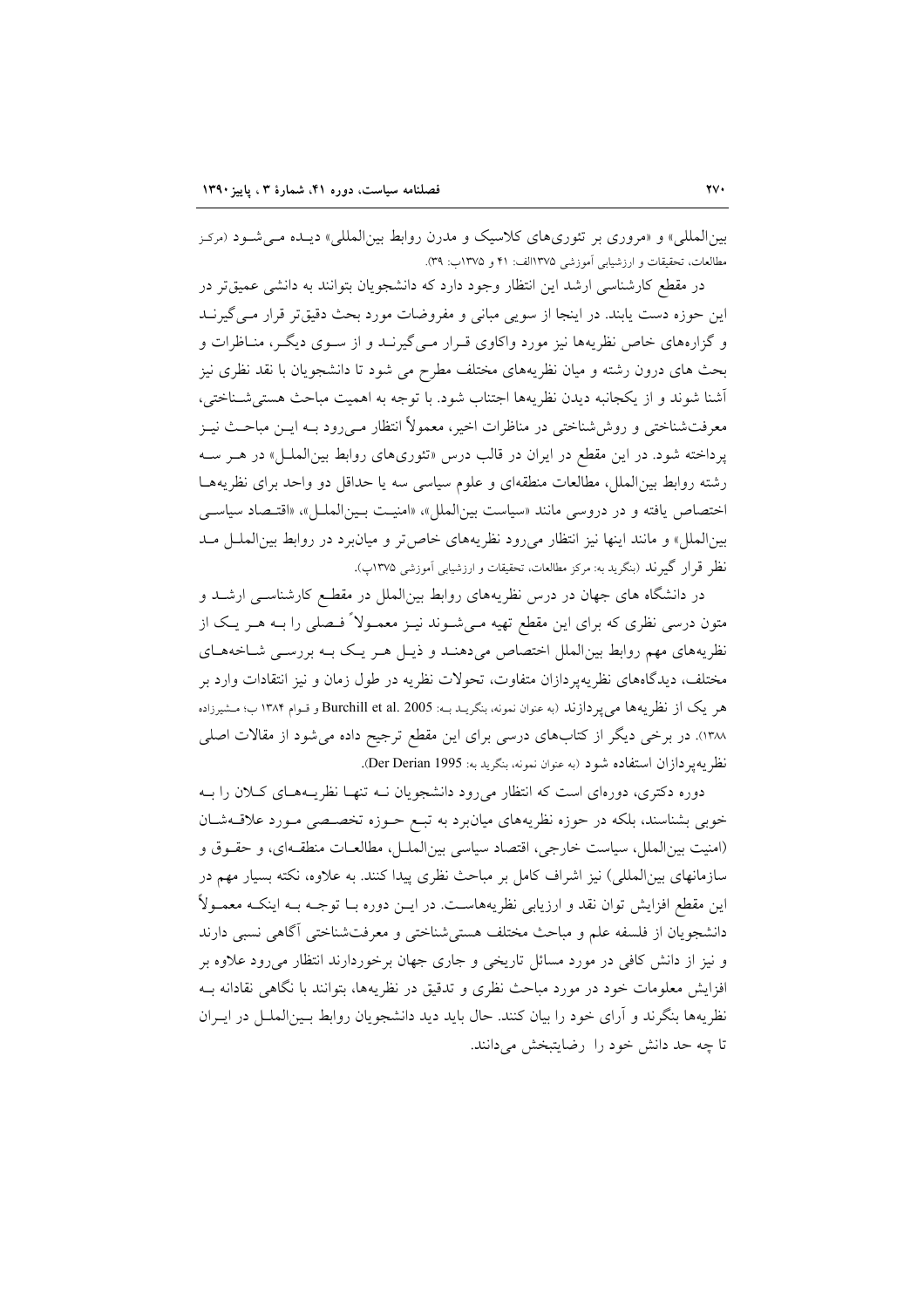بین‌المللی» و «مروری بر تئوری‌های کلاسیک و مدرن روابط بین‌المللی» دیده می‌شود (مرکز مطالعات، تحقیقات و ارزشیابی آموزشی ۱۳۷۵الف: ۴۱ و ۱۳۷۵ب: ۳۹).

در مقطع کارشناسی ارشد این انتظار وجود دارد که دانشجویان بتوانند به دانشی عمیق‌تر در این حوزه دست یابند. در اینجا از سویی مبانی و مفروضات مورد بحث دقیق‌تر قرار می‌گیرند و گزاره‌های خاص نظریه‌ها نیز مورد واکاوی قرار می‌گیرند و از سوی دیگر، مناظرات و بحث های درون رشته و میان نظریه‌های مختلف مطرح می شود تا دانشجویان با نقد نظری نیز آشنا شوند و از یکجانبه دیدن نظریه‌ها اجتناب شود. با توجه به اهمیت مباحث هستی‌شناختی، معرفت‌شناختی و روش‌شناختی در مناظرات اخیر، معمولاً انتظار می‌رود به این مباحث نیز پرداخته شود. در این مقطع در ایران در قالب درس «تئوری‌های روابط بین‌الملل» در هر سه رشته روابط بین‌الملل، مطالعات منطقه‌ای و علوم سیاسی سه یا حداقل دو واحد برای نظریه‌ها اختصاص یافته و در دروسی مانند «سیاست بین‌الملل»، «امنیت بین‌الملل»، «اقتصاد سیاسی بین‌الملل» و مانند اینها نیز انتظار می‌رود نظریه‌های خاص‌تر و میان‌برد در روابط بین‌الملل مد نظر قرار گیرند (بنگرید به: مرکز مطالعات، تحقیقات و ارزشیابی آموزشی ۱۳۷۵پ).

در دانشگاه های جهان در درس نظریه‌های روابط بین‌الملل در مقطع کارشناسی ارشد و متون درسی نظری که برای این مقطع تهیه می‌شوند نیز معمولاً فصلی را به هر یک از نظریه‌های مهم روابط بین‌الملل اختصاص می‌دهند و ذیل هر یک به بررسی شاخه‌های مختلف، دیدگاه‌های نظریه‌پردازان متفاوت، تحولات نظریه در طول زمان و نیز انتقادات وارد بر هر یک از نظریه‌ها می‌پردازند (به عنوان نمونه، بنگرید به: Burchill et al. 2005 و قوام ۱۳۸۴ ب؛ مشیرزاده ۱۳۸۸). در برخی دیگر از کتاب‌های درسی برای این مقطع ترجیح داده می‌شود از مقالات اصلی نظریه‌پردازان استفاده شود (به عنوان نمونه، بنگرید به: Der Derian 1995).

دوره دکتری، دوره‌ای است که انتظار می‌رود دانشجویان نه تنها نظریه‌های کلان را به خوبی بشناسند، بلکه در حوزه نظریه‌های میان‌برد به تبع حوزه تخصصی مورد علاقه‌شان (امنیت بین‌الملل، سیاست خارجی، اقتصاد سیاسی بین‌الملل، مطالعات منطقه‌ای، و حقوق و سازمانهای بین‌المللی) نیز اشراف کامل بر مباحث نظری پیدا کنند. به علاوه، نکته بسیار مهم در این مقطع افزایش توان نقد و ارزیابی نظریه‌هاست. در این دوره با توجه به اینکه معمولاً دانشجویان از فلسفه علم و مباحث مختلف هستی‌شناختی و معرفت‌شناختی آگاهی نسبی دارند و نیز از دانش کافی در مورد مسائل تاریخی و جاری جهان برخوردارند انتظار می‌رود علاوه بر افزایش معلومات خود در مورد مباحث نظری و تدقیق در نظریه‌ها، بتوانند با نگاهی نقادانه به نظریه‌ها بنگرند و آرای خود را بیان کنند. حال باید دید دانشجویان روابط بین‌الملل در ایران تا چه حد دانش خود را رضایتبخش می‌دانند.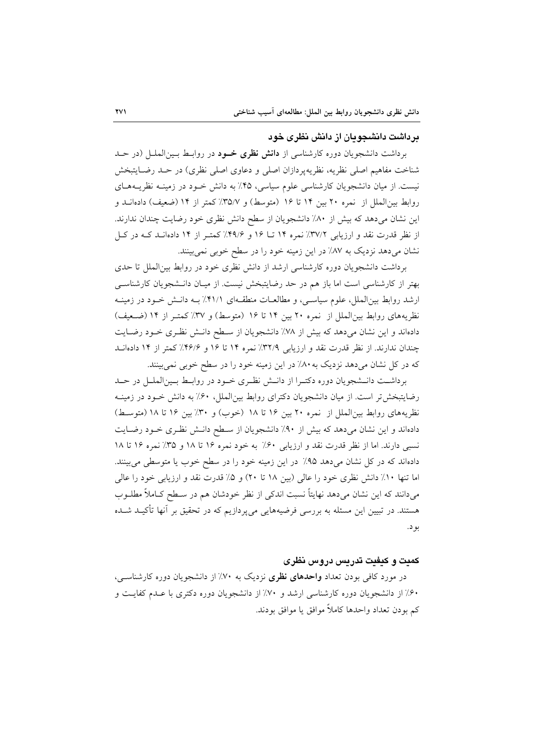### برداشت دانشجویان از دانش نظری خود

برداشت دانشجویان دوره کارشناسی از **دانش نظری خود** در روابط بین‌الملل (در حد شناخت مفاهیم اصلی نظریه، نظریه‌پردازان اصلی و دعاوی اصلی نظری) در حد رضایتبخش نیست. از میان دانشجویان کارشناسی علوم سیاسی، ۴۵٪ به دانش خود در زمینه نظریه‌های روابط بین‌الملل از نمره ۲۰ بین ۱۴ تا ۱۶ (متوسط) و ۳۵/۷٪ کمتر از ۱۴ (ضعیف) داده‌اند و این نشان می‌دهد که بیش از ۸۰٪ دانشجویان از سطح دانش نظری خود رضایت چندان ندارند. از نظر قدرت نقد و ارزیابی ۳۷/۲٪ نمره ۱۴ تا ۱۶ و ۴۹/۶٪ کمتر از ۱۴ داده‌اند که در کل نشان می‌دهد نزدیک به ۸۷٪ در این زمینه خود را در سطح خوبی نمی‌بینند.

برداشت دانشجویان دوره کارشناسی ارشد از دانش نظری خود در روابط بین‌الملل تا حدی بهتر از کارشناسی است اما باز هم در حد رضایتبخش نیست. از میان دانشجویان کارشناسی ارشد روابط بین‌الملل، علوم سیاسی، و مطالعات منطقه‌ای ۴۱/۱٪ به دانش خود در زمینه نظریه‌های روابط بین‌الملل از نمره ۲۰ بین ۱۴ تا ۱۶ (متوسط) و ۳۷٪ کمتر از ۱۴ (ضعیف) داده‌اند و این نشان می‌دهد که بیش از ۷۸٪ دانشجویان از سطح دانش نظری خود رضایت چندان ندارند. از نظر قدرت نقد و ارزیابی ۳۲/۹٪ نمره ۱۴ تا ۱۶ و ۴۶/۶٪ کمتر از ۱۴ داده‌اند که در کل نشان می‌دهد نزدیک به ۸۰٪ در این زمینه خود را در سطح خوبی نمی‌بینند.

برداشت دانشجویان دوره دکترا از دانش نظری خود در روابط بین‌الملل در حد رضایتبخش‌تر است. از میان دانشجویان دکترای روابط بین‌الملل، ۶۰٪ به دانش خود در زمینه نظریه‌های روابط بین‌الملل از نمره ۲۰ بین ۱۶ تا ۱۸ (خوب) و ۳۰٪ بین ۱۶ تا ۱۸ (متوسط) داده‌اند و این نشان می‌دهد که بیش از ۹۰٪ دانشجویان از سطح دانش نظری خود رضایت نسبی دارند. اما از نظر قدرت نقد و ارزیابی ۶۰٪ به خود نمره ۱۶ تا ۱۸ و ۳۵٪ نمره ۱۶ تا ۱۸ داده‌اند که در کل نشان می‌دهد ۹۵٪ در این زمینه خود را در سطح خوب یا متوسطی می‌بینند. اما تنها ۱۰٪ دانش نظری خود را عالی (بین ۱۸ تا ۲۰) و ۵٪ قدرت نقد و ارزیابی خود را عالی می‌دانند که این نشان می‌دهد نهایتاً نسبت اندکی از نظر خودشان هم در سطح کاملاً مطلوب هستند. در تبیین این مسئله به بررسی فرضیه‌هایی می‌پردازیم که در تحقیق بر آنها تأکید شده بود.

### کمیت و کیفیت تدریس دروس نظری

در مورد کافی بودن تعداد **واحدهای نظری** نزدیک به ۷۰٪ از دانشجویان دوره کارشناسی، ۶۰٪ از دانشجویان دوره کارشناسی ارشد و ۷۰٪ از دانشجویان دوره دکتری با عدم کفایت و کم بودن تعداد واحدها کاملاً موافق یا موافق بودند.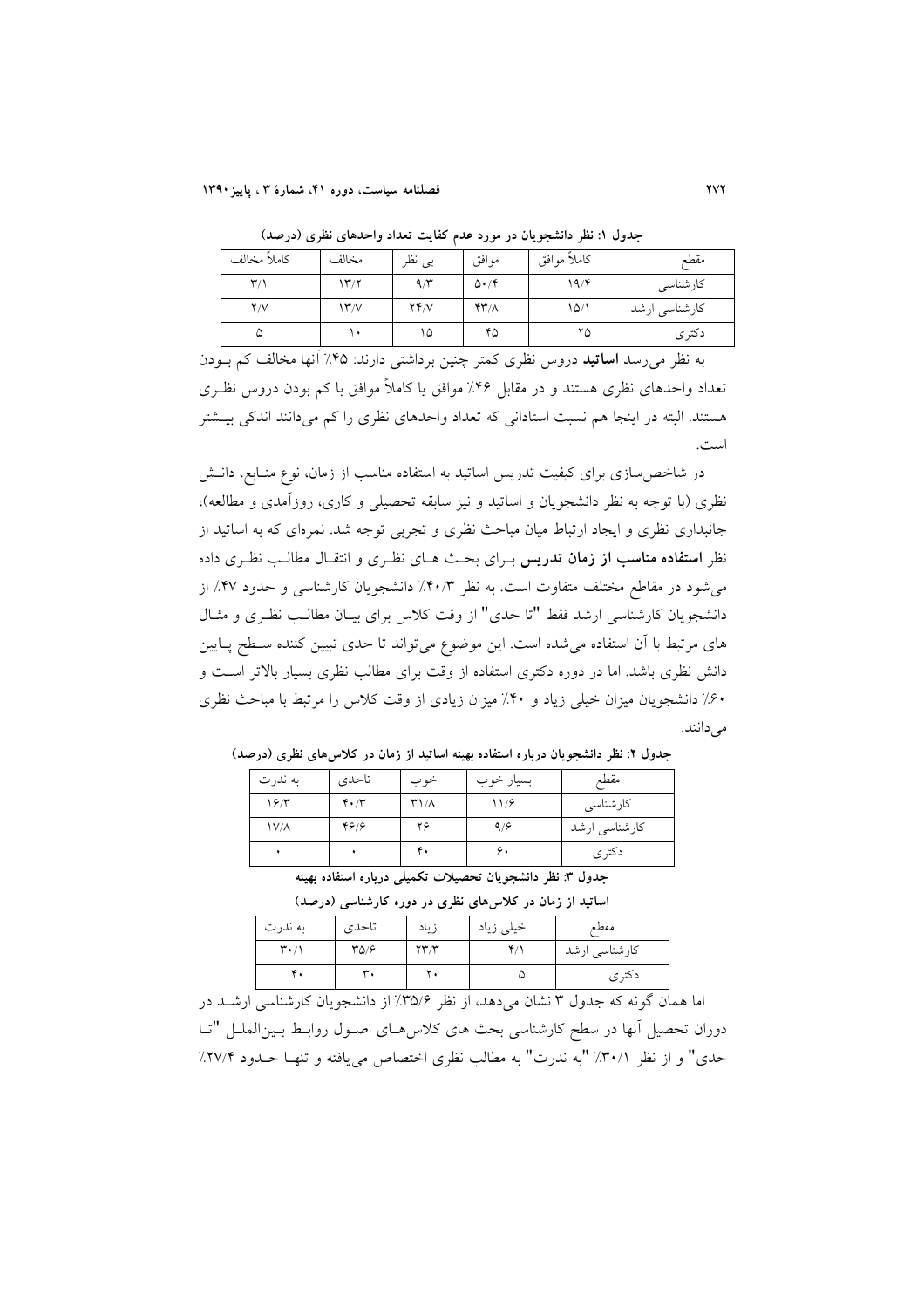**جدول ۱: نظر دانشجویان در مورد عدم کفایت تعداد واحدهای نظری (درصد)**

| مقطع | کاملاً موافق | موافق | بی نظر | مخالف | کاملاً مخالف |
|---|---|---|---|---|---|
| کارشناسی | ۱۹/۴ | ۵۰/۴ | ۹/۳ | ۱۳/۲ | ۳/۱ |
| کارشناسی ارشد | ۱۵/۱ | ۴۳/۸ | ۲۴/۷ | ۱۳/۷ | ۲/۷ |
| دکتری | ۲۵ | ۴۵ | ۱۵ | ۱۰ | ۵ |

به نظر می‌رسد **اساتید** دروس نظری کمتر چنین برداشتی دارند: ۴۵٪ آنها مخالف کم بودن تعداد واحدهای نظری هستند و در مقابل ۴۶٪ موافق یا کاملاً موافق با کم بودن دروس نظری هستند. البته در اینجا هم نسبت استادانی که تعداد واحدهای نظری را کم می‌دانند اندکی بیشتر است.

در شاخص‌سازی برای کیفیت تدریس اساتید به استفاده مناسب از زمان، نوع منابع، دانش نظری (با توجه به نظر دانشجویان و اساتید و نیز سابقه تحصیلی و کاری، روزآمدی و مطالعه)، جانبداری نظری و ایجاد ارتباط میان مباحث نظری و تجربی توجه شد. نمره‌ای که به اساتید از نظر **استفاده مناسب از زمان تدریس** برای بحث های نظری و انتقال مطالب نظری داده می‌شود در مقاطع مختلف متفاوت است. به نظر ۴۰/۳٪ دانشجویان کارشناسی و حدود ۴۷٪ از دانشجویان کارشناسی ارشد فقط "تا حدی" از وقت کلاس برای بیان مطالب نظری و مثال های مرتبط با آن استفاده می‌شده است. این موضوع می‌تواند تا حدی تبیین کننده سطح پایین دانش نظری باشد. اما در دوره دکتری استفاده از وقت برای مطالب نظری بسیار بالاتر است و ۶۰٪ دانشجویان میزان خیلی زیاد و ۴۰٪ میزان زیادی از وقت کلاس را مرتبط با مباحث نظری می‌دانند.

**جدول ۲: نظر دانشجویان درباره استفاده بهینه اساتید از زمان در کلاس‌های نظری (درصد)**

| مقطع | بسیار خوب | خوب | تاحدی | به ندرت |
|---|---|---|---|---|
| کارشناسی | ۱۱/۶ | ۳۱/۸ | ۴۰/۳ | ۱۶/۳ |
| کارشناسی ارشد | ۹/۶ | ۲۶ | ۴۶/۶ | ۱۷/۸ |
| دکتری | ۶۰ | ۴۰ | ۰ | ۰ |

**جدول ۳: نظر دانشجویان تحصیلات تکمیلی درباره استفاده بهینه اساتید از زمان در کلاس‌های نظری در دوره کارشناسی (درصد)**

| مقطع | خیلی زیاد | زیاد | تاحدی | به ندرت |
|---|---|---|---|---|
| کارشناسی ارشد | ۴/۱ | ۲۳/۳ | ۳۵/۶ | ۳۰/۱ |
| دکتری | ۵ | ۲۰ | ۳۰ | ۴۰ |

اما همان گونه که جدول ۳ نشان می‌دهد، از نظر ۳۵/۶٪ از دانشجویان کارشناسی ارشد در دوران تحصیل آنها در سطح کارشناسی بحث های کلاس‌های اصول روابط بین‌الملل "تا حدی" و از نظر ۳۰/۱٪ "به ندرت" به مطالب نظری اختصاص می‌یافته و تنها حدود ۲۷/۴٪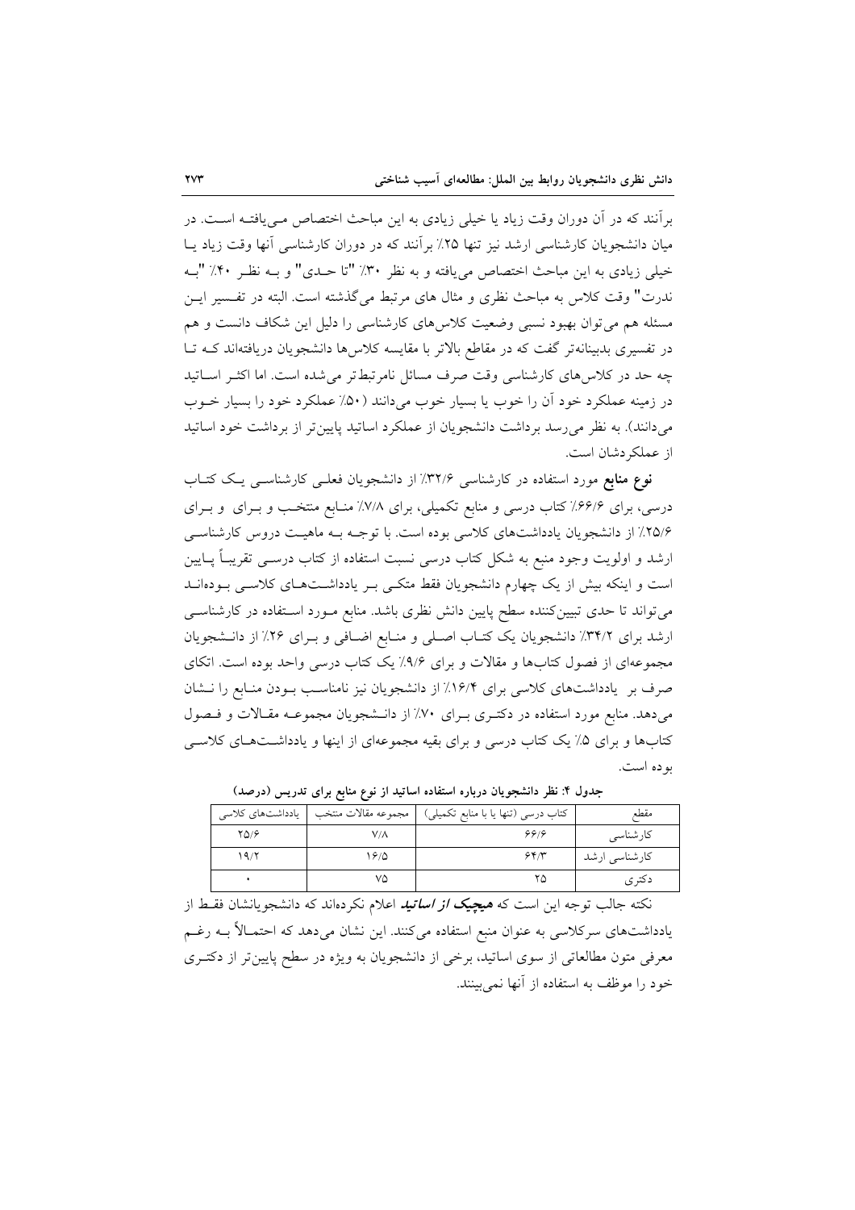برآنند که در آن دوران وقت زیاد یا خیلی زیادی به این مباحث اختصاص مـی‌یافتـه اسـت. در میان دانشجویان کارشناسی ارشد نیز تنها ۲۵٪ برآنند که در دوران کارشناسی آنها وقت زیاد یـا خیلی زیادی به این مباحث اختصاص می‌یافته و به نظر ۳۰٪ "تا حـدی" و بـه نظـر ۴۰٪ "بـه ندرت" وقت کلاس به مباحث نظری و مثال های مرتبط می‌گذشته است. البته در تفـسیر ایـن مسئله هم می‌توان بهبود نسبی وضعیت کلاس‌های کارشناسی را دلیل این شکاف دانست و هم در تفسیری بدبینانه‌تر گفت که در مقاطع بالاتر با مقایسه کلاس‌ها دانشجویان دریافته‌اند کـه تـا چه حد در کلاس‌های کارشناسی وقت صرف مسائل نامرتبط‌تر می‌شده است. اما اکثـر اسـاتید در زمینه عملکرد خود آن را خوب یا بسیار خوب می‌دانند (۵۰٪ عملکرد خود را بسیار خـوب می‌دانند). به نظر می‌رسد برداشت دانشجویان از عملکرد اساتید پایین‌تر از برداشت خود اساتید از عملکردشان است.

**نوع منابع** مورد استفاده در کارشناسی ۳۲/۶٪ از دانشجویان فعلـی کارشناسـی یـک کتـاب درسی، برای ۶۶/۶٪ کتاب درسی و منابع تکمیلی، برای ۷/۸٪ منـابع منتخـب و بـرای و بـرای ۲۵/۶٪ از دانشجویان یادداشت‌های کلاسی بوده است. با توجـه بـه ماهیـت دروس کارشناسـی ارشد و اولویت وجود منبع به شکل کتاب درسی نسبت استفاده از کتاب درسـی تقریبـاً پـایین است و اینکه بیش از یک چهارم دانشجویان فقط متکـی بـر یادداشـت‌هـای کلاسـی بـوده‌انـد می‌تواند تا حدی تبیین‌کننده سطح پایین دانش نظری باشد. منابع مـورد اسـتفاده در کارشناسـی ارشد برای ۳۴/۲٪ دانشجویان یک کتـاب اصـلی و منـابع اضـافی و بـرای ۲۶٪ از دانـشجویان مجموعه‌ای از فصول کتاب‌ها و مقالات و برای ۹/۶٪ یک کتاب درسی واحد بوده است. اتکای صرف بر یادداشت‌های کلاسی برای ۱۶/۴٪ از دانشجویان نیز نامناسـب بـودن منـابع را نـشان می‌دهد. منابع مورد استفاده در دکتـری بـرای ۷۰٪ از دانـشجویان مجموعـه مقـالات و فـصول کتاب‌ها و برای ۵٪ یک کتاب درسی و برای بقیه مجموعه‌ای از اینها و یادداشـت‌هـای کلاسـی بوده است.

**جدول ۴: نظر دانشجویان درباره استفاده اساتید از نوع منابع برای تدریس (درصد)**

| مقطع | کتاب درسی (تنها یا با منابع تکمیلی) | مجموعه مقالات منتخب | یادداشت‌های کلاسی |
|---|---|---|---|
| کارشناسی | ۶۶/۶ | ۷/۸ | ۲۵/۶ |
| کارشناسی ارشد | ۶۴/۳ | ۱۶/۵ | ۱۹/۲ |
| دکتری | ۲۵ | ۷۵ | ۰ |

نکته جالب توجه این است که ***هیچیک از اساتید*** اعلام نکرده‌اند که دانشجویانشان فقـط از یادداشت‌های سرکلاسی به عنوان منبع استفاده می‌کنند. این نشان می‌دهد که احتمـالاً بـه رغـم معرفی متون مطالعاتی از سوی اساتید، برخی از دانشجویان به ویژه در سطح پایین‌تر از دکتـری خود را موظف به استفاده از آنها نمی‌بینند.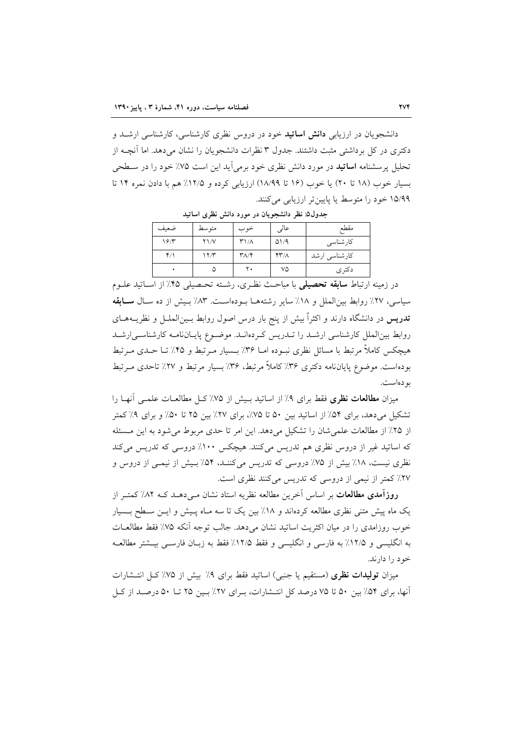دانشجویان در ارزیابی **دانش اساتید** خود در دروس نظری کارشناسی، کارشناسی ارشد و دکتری در کل برداشتی مثبت داشتند. جدول ۳ نظرات دانشجویان را نشان می‌دهد. اما آنچه از تحلیل پرسشنامه **اساتید** در مورد دانش نظری خود برمی‌آید این است ۷۵٪ خود را در سطحی بسیار خوب (۱۸ تا ۲۰) یا خوب (۱۶ تا ۱۸/۹۹) ارزیابی کرده و ۱۲/۵٪ هم با دادن نمره ۱۴ تا ۱۵/۹۹ خود را متوسط یا پایین‌تر ارزیابی می‌کنند.

**جدول۵: نظر دانشجویان در مورد دانش نظری اساتید**

| مقطع | عالی | خوب | متوسط | ضعیف |
|---|---|---|---|---|
| کارشناسی | ۵۱/۹ | ۳۱/۸ | ۲۱/۷ | ۱۶/۳ |
| کارشناسی ارشد | ۴۳/۸ | ۳۸/۴ | ۱۲/۳ | ۴/۱ |
| دکتری | ۷۵ | ۲۰ | ۵ | ۰ |

در زمینه ارتباط **سابقه تحصیلی** با مباحث نظری، رشته تحصیلی ۴۵٪ از اساتید علوم سیاسی، ۲۷٪ روابط بین‌الملل و ۱۸٪ سایر رشته‌ها بوده‌است. ۸۳٪ بیش از ده سال **سابقه تدریس** در دانشگاه دارند و اکثراً بیش از پنج بار درس اصول روابط بین‌الملل و نظریه‌های روابط بین‌الملل کارشناسی ارشد را تدریس کرده‌اند. موضوع پایان‌نامه کارشناسی‌ارشد هیچکس کاملاً مرتبط با مسائل نظری نبوده اما ۳۶٪ بسیار مرتبط و ۴۵٪ تا حدی مرتبط بوده‌است. موضوع پایان‌نامه دکتری ۳۶٪ کاملاً مرتبط، ۳۶٪ بسیار مرتبط و ۲۷٪ تاحدی مرتبط بوده‌است.

میزان **مطالعات نظری** فقط برای ۹٪ از اساتید بیش از ۷۵٪ کل مطالعات علمی آنها را تشکیل می‌دهد، برای ۵۴٪ از اساتید بین ۵۰ تا ۷۵٪، برای ۲۷٪ بین ۲۵ تا ۵۰٪ و برای ۹٪ کمتر از ۲۵٪ از مطالعات علمی‌شان را تشکیل می‌دهد. این امر تا حدی مربوط می‌شود به این مسئله که اساتید غیر از دروس نظری هم تدریس می‌کنند. هیچکس ۱۰۰٪ دروسی که تدریس می‌کند نظری نیست، ۱۸٪ بیش از ۷۵٪ دروسی که تدریس می‌کنند، ۵۴٪ بیش از نیمی از دروس و ۲۷٪ کمتر از نیمی از دروسی که تدریس می‌کنند نظری است.

**روزآمدی مطالعات** بر اساس آخرین مطالعه نظریه استاد نشان می‌دهد که ۸۲٪ کمتر از یک ماه پیش متنی نظری مطالعه کرده‌اند و ۱۸٪ بین یک تا سه ماه پیش و این سطح بسیار خوب روزامدی را در میان اکثریت اساتید نشان می‌دهد. جالب توجه آنکه ۷۵٪ فقط مطالعات به انگلیسی و ۱۲/۵٪ به فارسی و انگلیسی و فقط ۱۲/۵٪ فقط به زبان فارسی بیشتر مطالعه خود را دارند.

میزان **تولیدات نظری** (مستقیم یا جنبی) اساتید فقط برای ۹٪ بیش از ۷۵٪ کل انتشارات آنها، برای ۵۴٪ بین ۵۰ تا ۷۵ درصد کل انتشارات، برای ۲۷٪ بین ۲۵ تا ۵۰ درصد از کل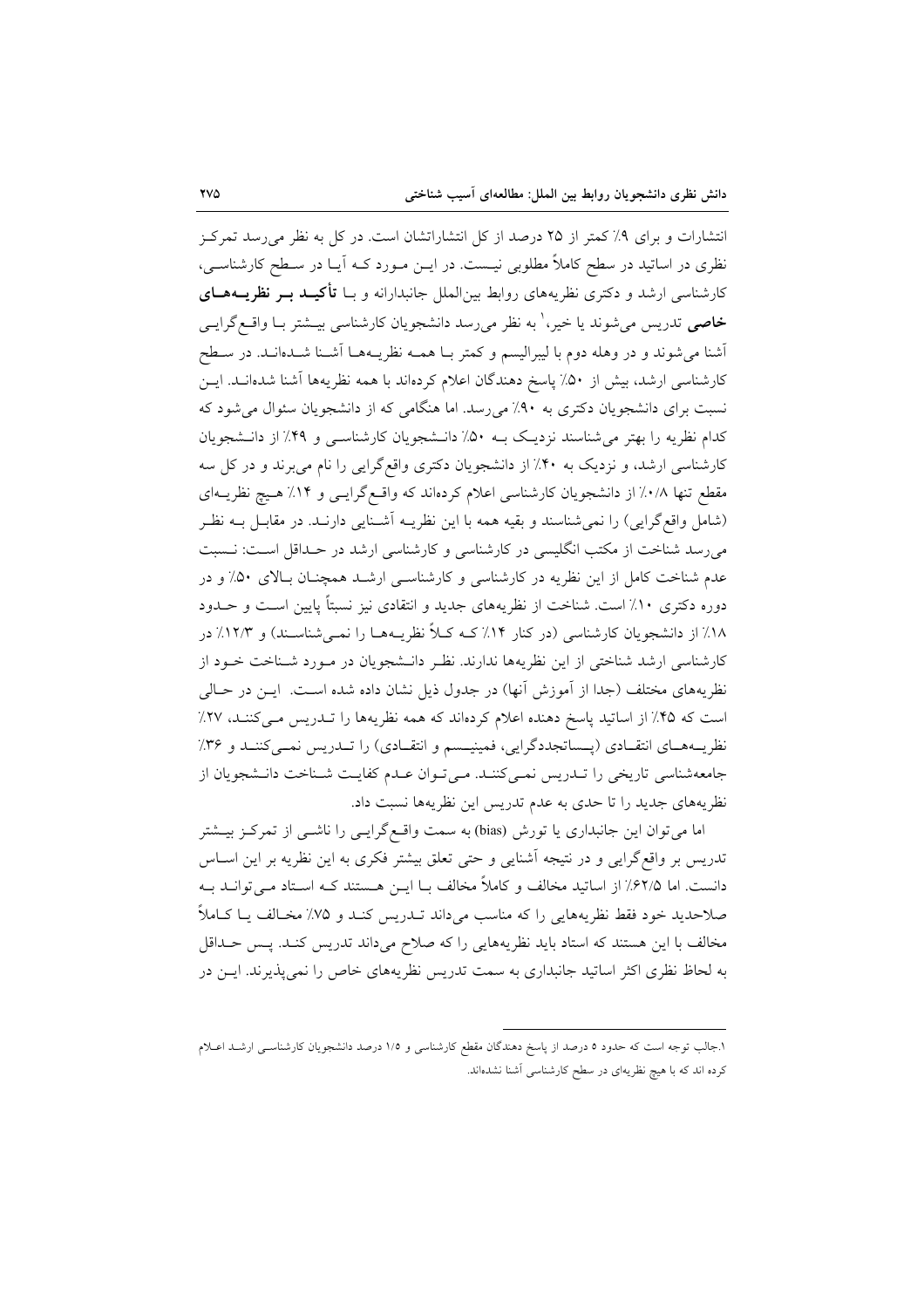انتشارات و برای ۹٪ کمتر از ۲۵ درصد از کل انتشاراتشان است. در کل به نظر می‌رسد تمرکز نظری در اساتید در سطح کاملاً مطلوبی نیست. در این مورد که آیا در سطح کارشناسی، کارشناسی ارشد و دکتری نظریه‌های روابط بین‌الملل جانبدارانه و با **تأکید بر نظریه‌های خاصی** تدریس می‌شوند یا خیر،[۱] به نظر می‌رسد دانشجویان کارشناسی بیشتر با واقع‌گرایی آشنا می‌شوند و در وهله دوم با لیبرالیسم و کمتر با همه نظریه‌ها آشنا شده‌اند. در سطح کارشناسی ارشد، بیش از ۵۰٪ پاسخ دهندگان اعلام کرده‌اند با همه نظریه‌ها آشنا شده‌اند. این نسبت برای دانشجویان دکتری به ۹۰٪ می‌رسد. اما هنگامی که از دانشجویان سئوال می‌شود که کدام نظریه را بهتر می‌شناسند نزدیک به ۵۰٪ دانشجویان کارشناسی و ۴۹٪ از دانشجویان کارشناسی ارشد، و نزدیک به ۴۰٪ از دانشجویان دکتری واقع‌گرایی را نام می‌برند و در کل سه مقطع تنها ۰/۸٪ از دانشجویان کارشناسی اعلام کرده‌اند که واقع‌گرایی و ۱۴٪ هیچ نظریه‌ای (شامل واقع‌گرایی) را نمی‌شناسند و بقیه همه با این نظریه آشنایی دارند. در مقابل به نظر می‌رسد شناخت از مکتب انگلیسی در کارشناسی و کارشناسی ارشد در حداقل است: نسبت عدم شناخت کامل از این نظریه در کارشناسی و کارشناسی ارشد همچنان بالای ۵۰٪ و در دوره دکتری ۱۰٪ است. شناخت از نظریه‌های جدید و انتقادی نیز نسبتاً پایین است و حدود ۱۸٪ از دانشجویان کارشناسی (در کنار ۱۴٪ که کلاً نظریه‌ها را نمی‌شناسند) و ۱۲/۳٪ در کارشناسی ارشد شناختی از این نظریه‌ها ندارند. نظر دانشجویان در مورد شناخت خود از نظریه‌های مختلف (جدا از آموزش آنها) در جدول ذیل نشان داده شده است. این در حالی است که ۴۵٪ از اساتید پاسخ دهنده اعلام کرده‌اند که همه نظریه‌ها را تدریس می‌کنند، ۲۷٪ نظریه‌های انتقادی (پساتجددگرایی، فمینیسم و انتقادی) را تدریس نمی‌کنند و ۳۶٪ جامعه‌شناسی تاریخی را تدریس نمی‌کنند. می‌توان عدم کفایت شناخت دانشجویان از نظریه‌های جدید را تا حدی به عدم تدریس این نظریه‌ها نسبت داد.

اما می‌توان این جانبداری یا تورش (bias) به سمت واقع‌گرایی را ناشی از تمرکز بیشتر تدریس بر واقع‌گرایی و در نتیجه آشنایی و حتی تعلق بیشتر فکری به این نظریه بر این اساس دانست. اما ۶۲/۵٪ از اساتید مخالف و کاملاً مخالف با این هستند که استاد می‌تواند به صلاحدید خود فقط نظریه‌هایی را که مناسب می‌داند تدریس کند و ۷۵٪ مخالف یا کاملاً مخالف با این هستند که استاد باید نظریه‌هایی را که صلاح می‌داند تدریس کند. پس حداقل به لحاظ نظری اکثر اساتید جانبداری به سمت تدریس نظریه‌های خاص را نمی‌پذیرند. این در

---

[۱] جالب توجه است که حدود ۵ درصد از پاسخ دهندگان مقطع کارشناسی و ۱/۵ درصد دانشجویان کارشناسی ارشد اعلام کرده اند که با هیچ نظریه‌ای در سطح کارشناسی آشنا نشده‌اند.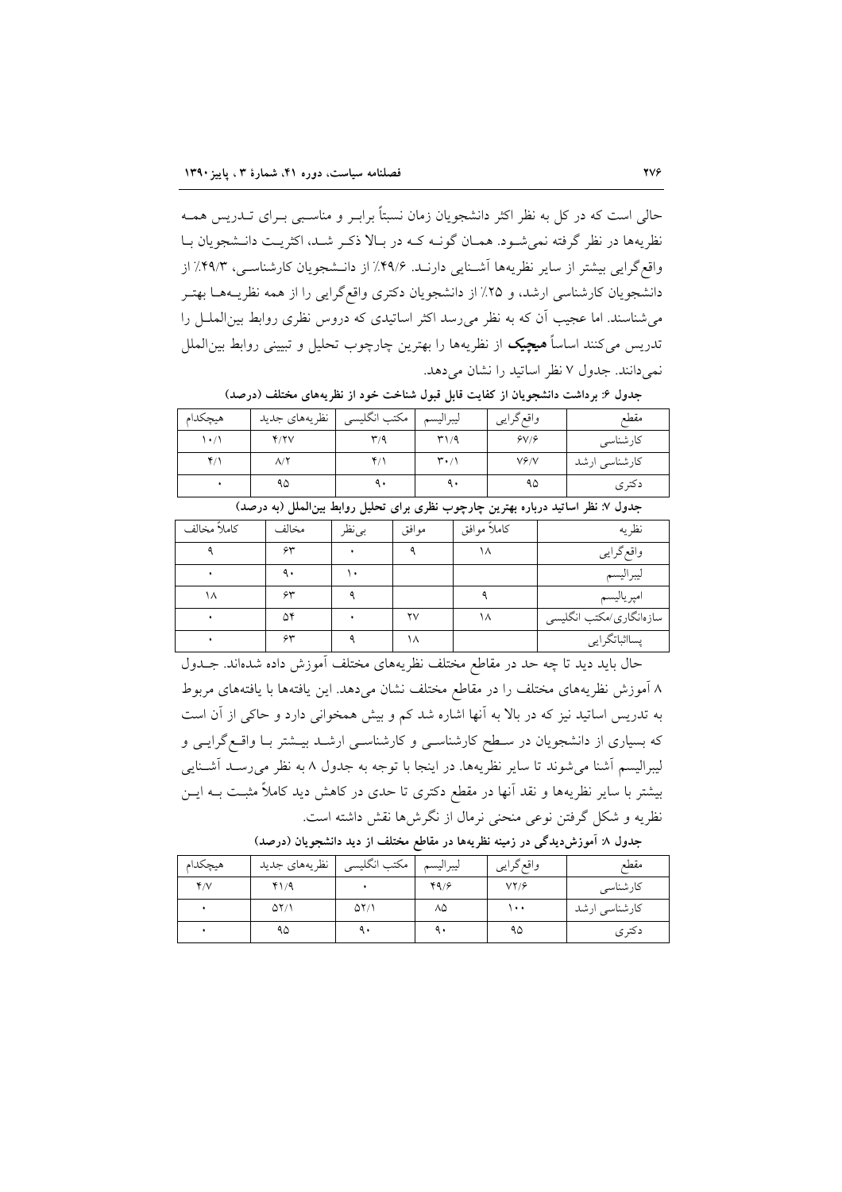حالی است که در کل به نظر اکثر دانشجویان زمان نسبتاً برابر و مناسبی برای تدریس همه نظریه‌ها در نظر گرفته نمی‌شود. همان گونه که در بالا ذکر شد، اکثریت دانشجویان با واقع‌گرایی بیشتر از سایر نظریه‌ها آشنایی دارند. ۴۹/۶٪ از دانشجویان کارشناسی، ۴۹/۳٪ از دانشجویان کارشناسی ارشد، و ۲۵٪ از دانشجویان دکتری واقع‌گرایی را از همه نظریه‌ها بهتر می‌شناسند. اما عجیب آن که به نظر می‌رسد اکثر اساتیدی که دروس نظری روابط بین‌الملل را تدریس می‌کنند اساساً **هیچیک** از نظریه‌ها را بهترین چارچوب تحلیل و تبیینی روابط بین‌الملل نمی‌دانند. جدول ۷ نظر اساتید را نشان می‌دهد.

**جدول ۶: برداشت دانشجویان از کفایت قابل قبول شناخت خود از نظریه‌های مختلف (درصد)**

| مقطع | واقع‌گرایی | لیبرالیسم | مکتب انگلیسی | نظریه‌های جدید | هیچکدام |
|---|---|---|---|---|---|
| کارشناسی | ۶۷/۶ | ۳۱/۹ | ۳/۹ | ۴/۲۷ | ۱۰/۱ |
| کارشناسی ارشد | ۷۶/۷ | ۳۰/۱ | ۴/۱ | ۸/۲ | ۴/۱ |
| دکتری | ۹۵ | ۹۰ | ۹۰ | ۹۵ | ۰ |

**جدول ۷: نظر اساتید درباره بهترین چارچوب نظری برای تحلیل روابط بین‌الملل (به درصد)**

| نظریه | کاملاً موافق | موافق | بی‌نظر | مخالف | کاملاً مخالف |
|---|---|---|---|---|---|
| واقع‌گرایی | ۱۸ | ۹ | ۰ | ۶۳ | ۹ |
| لیبرالیسم | | | ۱۰ | ۹۰ | ۰ |
| امپریالیسم | ۹ | | ۹ | ۶۳ | ۱۸ |
| سازه‌انگاری/مکتب انگلیسی | ۱۸ | ۲۷ | ۰ | ۵۴ | ۰ |
| پسااثباتگرایی | | ۱۸ | ۹ | ۶۳ | ۰ |

حال باید دید تا چه حد در مقاطع مختلف نظریه‌های مختلف آموزش داده شده‌اند. جدول ۸ آموزش نظریه‌های مختلف را در مقاطع مختلف نشان می‌دهد. این یافته‌ها با یافته‌های مربوط به تدریس اساتید نیز که در بالا به آنها اشاره شد کم و بیش همخوانی دارد و حاکی از آن است که بسیاری از دانشجویان در سطح کارشناسی و کارشناسی ارشد بیشتر با واقع‌گرایی و لیبرالیسم آشنا می‌شوند تا سایر نظریه‌ها. در اینجا با توجه به جدول ۸ به نظر می‌رسد آشنایی بیشتر با سایر نظریه‌ها و نقد آنها در مقطع دکتری تا حدی در کاهش دید کاملاً مثبت به این نظریه و شکل گرفتن نوعی منحنی نرمال از نگرش‌ها نقش داشته است.

**جدول ۸: آموزش‌دیدگی در زمینه نظریه‌ها در مقاطع مختلف از دید دانشجویان (درصد)**

| مقطع | واقع‌گرایی | لیبرالیسم | مکتب انگلیسی | نظریه‌های جدید | هیچکدام |
|---|---|---|---|---|---|
| کارشناسی | ۷۲/۶ | ۴۹/۶ | ۰ | ۴۱/۹ | ۴/۷ |
| کارشناسی ارشد | ۱۰۰ | ۸۵ | ۵۲/۱ | ۵۲/۱ | ۰ |
| دکتری | ۹۵ | ۹۰ | ۹۰ | ۹۵ | ۰ |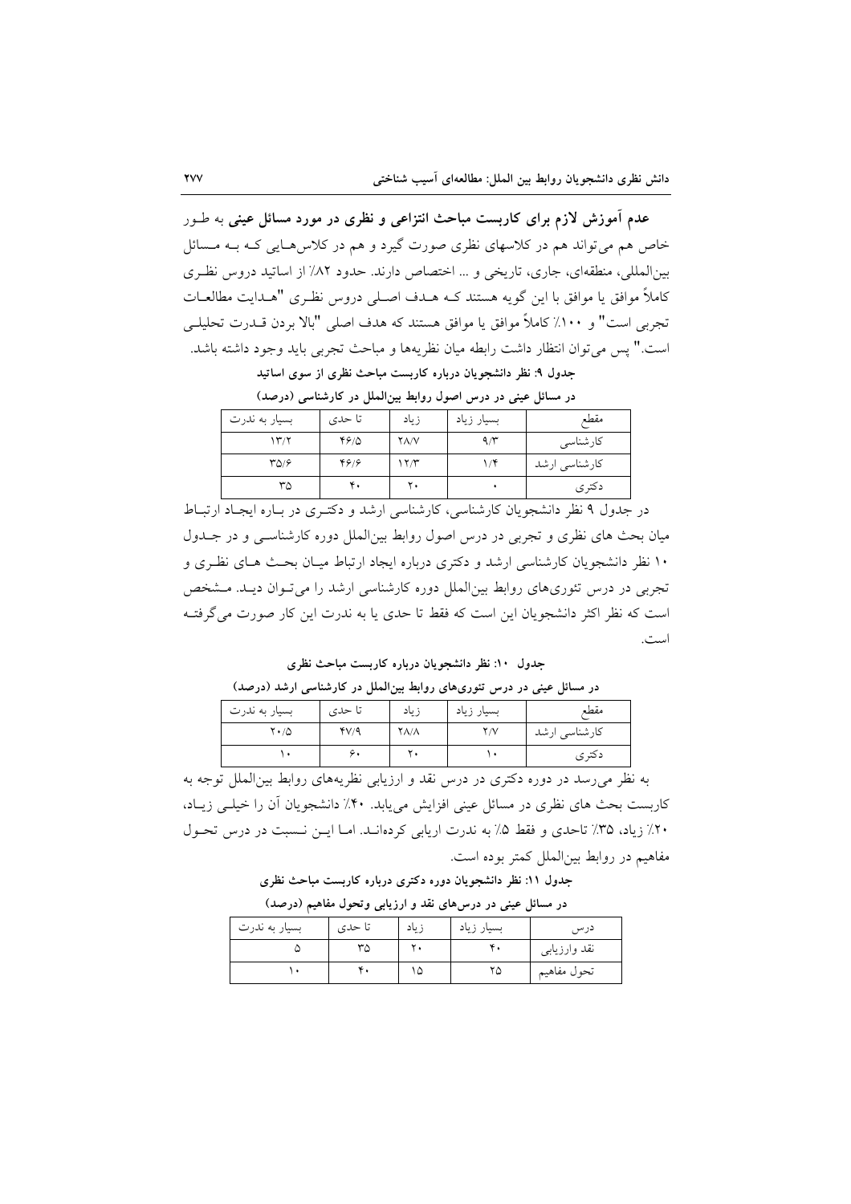**عدم آموزش لازم برای کاربست مباحث انتزاعی و نظری در مورد مسائل عینی** به طـور خاص هم می‌تواند هم در کلاسهای نظری صورت گیرد و هم در کلاس‌هـایی کـه بـه مـسائل بین‌المللی، منطقه‌ای، جاری، تاریخی و ... اختصاص دارند. حدود ۸۲٪ از اساتید دروس نظـری کاملاً موافق یا موافق با این گویه هستند کـه هـدف اصـلی دروس نظـری "هـدایت مطالعـات تجربی است" و ۱۰۰٪ کاملاً موافق یا موافق هستند که هدف اصلی "بالا بردن قـدرت تحلیلـی است." پس می‌توان انتظار داشت رابطه میان نظریه‌ها و مباحث تجربی باید وجود داشته باشد.

**جدول ۹: نظر دانشجویان درباره کاربست مباحث نظری از سوی اساتید در مسائل عینی در درس اصول روابط بین‌الملل در کارشناسی (درصد)**

| مقطع | بسیار زیاد | زیاد | تا حدی | بسیار به ندرت |
|---|---|---|---|---|
| کارشناسی | ۹/۳ | ۲۸/۷ | ۴۶/۵ | ۱۳/۲ |
| کارشناسی ارشد | ۱/۴ | ۱۲/۳ | ۴۶/۶ | ۳۵/۶ |
| دکتری | ۰ | ۲۰ | ۴۰ | ۳۵ |

در جدول ۹ نظر دانشجویان کارشناسی، کارشناسی ارشد و دکتـری در بـاره ایجـاد ارتبـاط میان بحث های نظری و تجربی در درس اصول روابط بین‌الملل دوره کارشناسـی و در جـدول ۱۰ نظر دانشجویان کارشناسی ارشد و دکتری درباره ایجاد ارتباط میـان بحـث هـای نظـری و تجربی در درس تئوری‌های روابط بین‌الملل دوره کارشناسی ارشد را می‌تـوان دیـد. مـشخص است که نظر اکثر دانشجویان این است که فقط تا حدی یا به ندرت این کار صورت می‌گرفتـه است.

**جدول ۱۰: نظر دانشجویان درباره کاربست مباحث نظری در مسائل عینی در درس تئوری‌های روابط بین‌الملل در کارشناسی ارشد (درصد)**

| مقطع | بسیار زیاد | زیاد | تا حدی | بسیار به ندرت |
|---|---|---|---|---|
| کارشناسی ارشد | ۲/۷ | ۲۸/۸ | ۴۷/۹ | ۲۰/۵ |
| دکتری | ۱۰ | ۲۰ | ۶۰ | ۱۰ |

به نظر می‌رسد در دوره دکتری در درس نقد و ارزیابی نظریه‌های روابط بین‌الملل توجه به کاربست بحث های نظری در مسائل عینی افزایش می‌یابد. ۴۰٪ دانشجویان آن را خیلـی زیـاد، ۲۰٪ زیاد، ۳۵٪ تاحدی و فقط ۵٪ به ندرت ارزیابی کرده‌انـد. امـا ایـن نـسبت در درس تحـول مفاهیم در روابط بین‌الملل کمتر بوده است.

**جدول ۱۱: نظر دانشجویان دوره دکتری درباره کاربست مباحث نظری در مسائل عینی در درس‌های نقد و ارزیابی وتحول مفاهیم (درصد)**

| درس | بسیار زیاد | زیاد | تا حدی | بسیار به ندرت |
|---|---|---|---|---|
| نقد وارزیابی | ۴۰ | ۲۰ | ۳۵ | ۵ |
| تحول مفاهیم | ۲۵ | ۱۵ | ۴۰ | ۱۰ |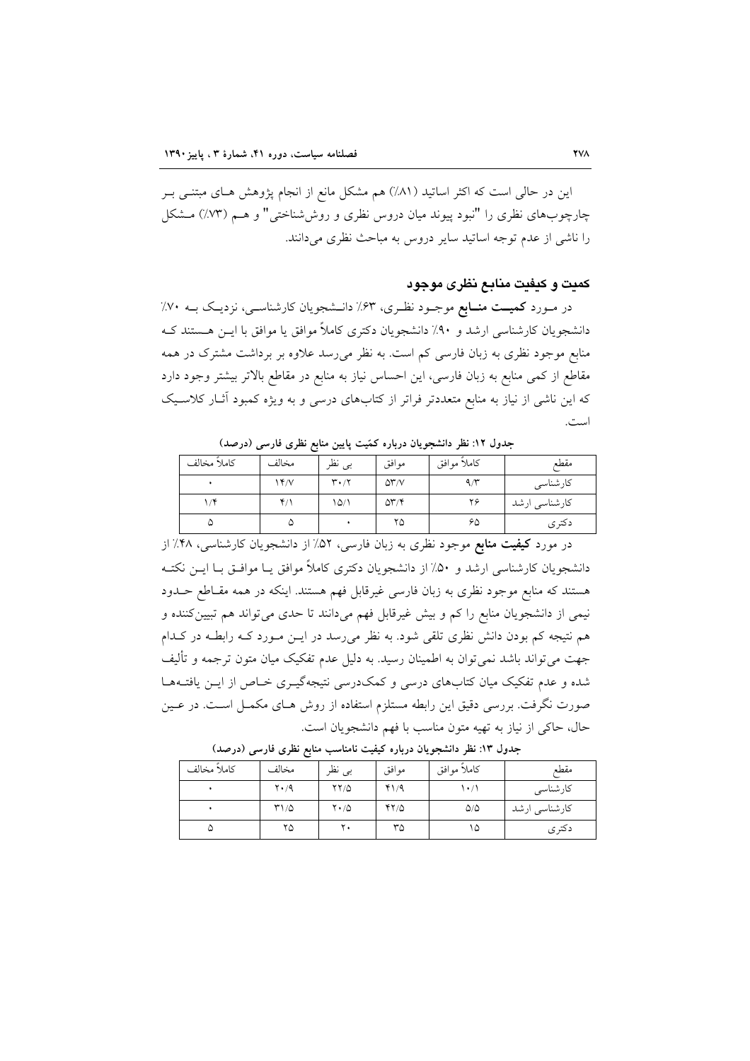این در حالی است که اکثر اساتید (۸۱٪) هم مشکل مانع از انجام پژوهش های مبتنی بر چارچوب‌های نظری را "نبود پیوند میان دروس نظری و روش‌شناختی" و هم (۷۳٪) مشکل را ناشی از عدم توجه اساتید سایر دروس به مباحث نظری می‌دانند.

## کمیت و کیفیت منابع نظری موجود

در مورد **کمیت منابع** موجود نظری، ۶۳٪ دانشجویان کارشناسی، نزدیک به ۷۰٪ دانشجویان کارشناسی ارشد و ۹۰٪ دانشجویان دکتری کاملاً موافق یا موافق با این هستند که منابع موجود نظری به زبان فارسی کم است. به نظر می‌رسد علاوه بر برداشت مشترک در همه مقاطع از کمی منابع به زبان فارسی، این احساس نیاز به منابع در مقاطع بالاتر بیشتر وجود دارد که این ناشی از نیاز به منابع متعددتر فراتر از کتاب‌های درسی و به ویژه کمبود آثار کلاسیک است.

**جدول ۱۲: نظر دانشجویان درباره کمّیت پایین منابع نظری فارسی (درصد)**

| مقطع | کاملاً موافق | موافق | بی نظر | مخالف | کاملاً مخالف |
|---|---|---|---|---|---|
| کارشناسی | ۹/۳ | ۵۳/۷ | ۳۰/۲ | ۱۴/۷ | ۰ |
| کارشناسی ارشد | ۲۶ | ۵۳/۴ | ۱۵/۱ | ۴/۱ | ۱/۴ |
| دکتری | ۶۵ | ۲۵ | ۰ | ۵ | ۵ |

در مورد **کیفیت منابع** موجود نظری به زبان فارسی، ۵۲٪ از دانشجویان کارشناسی، ۴۸٪ از دانشجویان کارشناسی ارشد و ۵۰٪ از دانشجویان دکتری کاملاً موافق یا موافق با این نکته هستند که منابع موجود نظری به زبان فارسی غیرقابل فهم هستند. اینکه در همه مقاطع حدود نیمی از دانشجویان منابع را کم و بیش غیرقابل فهم می‌دانند تا حدی می‌تواند هم تبیین‌کننده و هم نتیجه کم بودن دانش نظری تلقی شود. به نظر می‌رسد در این مورد که رابطه در کدام جهت می‌تواند باشد نمی‌توان به اطمینان رسید. به دلیل عدم تفکیک میان متون ترجمه و تألیف شده و عدم تفکیک میان کتاب‌های درسی و کمک‌درسی نتیجه‌گیری خاص از این یافته‌ها صورت نگرفت. بررسی دقیق این رابطه مستلزم استفاده از روش های مکمل است. در عین حال، حاکی از نیاز به تهیه متون مناسب با فهم دانشجویان است.

**جدول ۱۳: نظر دانشجویان درباره کیفیت نامناسب منابع نظری فارسی (درصد)**

| مقطع | کاملاً موافق | موافق | بی نظر | مخالف | کاملاً مخالف |
|---|---|---|---|---|---|
| کارشناسی | ۱۰/۱ | ۴۱/۹ | ۲۲/۵ | ۲۰/۹ | ۰ |
| کارشناسی ارشد | ۵/۵ | ۴۲/۵ | ۲۰/۵ | ۳۱/۵ | ۰ |
| دکتری | ۱۵ | ۳۵ | ۲۰ | ۲۵ | ۵ |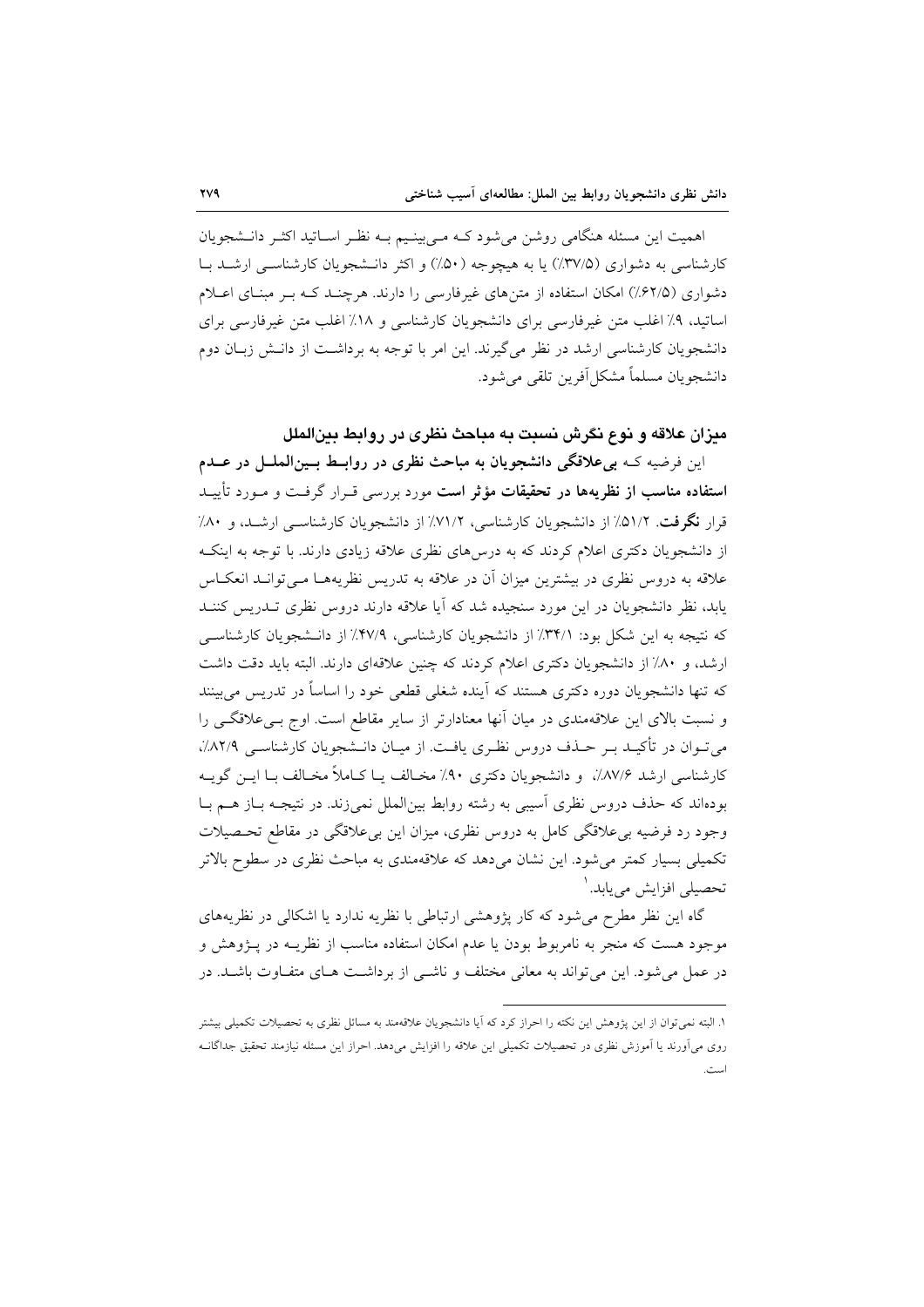اهمیت این مسئله هنگامی روشن می‌شود که می‌بینیم به نظر اساتید اکثر دانشجویان کارشناسی به دشواری (۳۷/۵٪) یا به هیچوجه (۵۰٪) و اکثر دانشجویان کارشناسی ارشد با دشواری (۶۲/۵٪) امکان استفاده از متن‌های غیرفارسی را دارند. هرچند که بر مبنای اعلام اساتید، ۹٪ اغلب متن غیرفارسی برای دانشجویان کارشناسی و ۱۸٪ اغلب متن غیرفارسی برای دانشجویان کارشناسی ارشد در نظر می‌گیرند. این امر با توجه به برداشت از دانش زبان دوم دانشجویان مسلماً مشکل‌آفرین تلقی می‌شود.

### میزان علاقه و نوع نگرش نسبت به مباحث نظری در روابط بین‌الملل

این فرضیه که **بی‌علاقگی دانشجویان به مباحث نظری در روابط بین‌الملل در عدم استفاده مناسب از نظریه‌ها در تحقیقات مؤثر است** مورد بررسی قرار گرفت و مورد تأیید قرار **نگرفت**. ۵۱/۲٪ از دانشجویان کارشناسی، ۷۱/۲٪ از دانشجویان کارشناسی ارشد، و ۸۰٪ از دانشجویان دکتری اعلام کردند که به درس‌های نظری علاقه زیادی دارند. با توجه به اینکه علاقه به دروس نظری در بیشترین میزان آن در علاقه به تدریس نظریه‌ها می‌تواند انعکاس یابد، نظر دانشجویان در این مورد سنجیده شد که آیا علاقه دارند دروس نظری تدریس کنند که نتیجه به این شکل بود: ۳۴/۱٪ از دانشجویان کارشناسی، ۴۷/۹٪ از دانشجویان کارشناسی ارشد، و ۸۰٪ از دانشجویان دکتری اعلام کردند که چنین علاقه‌ای دارند. البته باید دقت داشت که تنها دانشجویان دوره دکتری هستند که آینده شغلی قطعی خود را اساساً در تدریس می‌بینند و نسبت بالای این علاقه‌مندی در میان آنها معنادارتر از سایر مقاطع است. اوج بی‌علاقگی را می‌توان در تأکید بر حذف دروس نظری یافت. از میان دانشجویان کارشناسی ۸۲/۹٪، کارشناسی ارشد ۸۷/۶٪، و دانشجویان دکتری ۹۰٪ مخالف یا کاملاً مخالف با این گویه بوده‌اند که حذف دروس نظری آسیبی به رشته روابط بین‌الملل نمی‌زند. در نتیجه باز هم با وجود رد فرضیه بی‌علاقگی کامل به دروس نظری، میزان این بی‌علاقگی در مقاطع تحصیلات تکمیلی بسیار کمتر می‌شود. این نشان می‌دهد که علاقه‌مندی به مباحث نظری در سطوح بالاتر تحصیلی افزایش می‌یابد.[1]

گاه این نظر مطرح می‌شود که کار پژوهشی ارتباطی با نظریه ندارد یا اشکالی در نظریه‌های موجود هست که منجر به نامربوط بودن یا عدم امکان استفاده مناسب از نظریه در پژوهش و در عمل می‌شود. این می‌تواند به معانی مختلف و ناشی از برداشت های متفاوت باشد. در

---

۱. البته نمی‌توان از این پژوهش این نکته را احراز کرد که آیا دانشجویان علاقه‌مند به مسائل نظری به تحصیلات تکمیلی بیشتر روی می‌آورند یا آموزش نظری در تحصیلات تکمیلی این علاقه را افزایش می‌دهد. احراز این مسئله نیازمند تحقیق جداگانه است.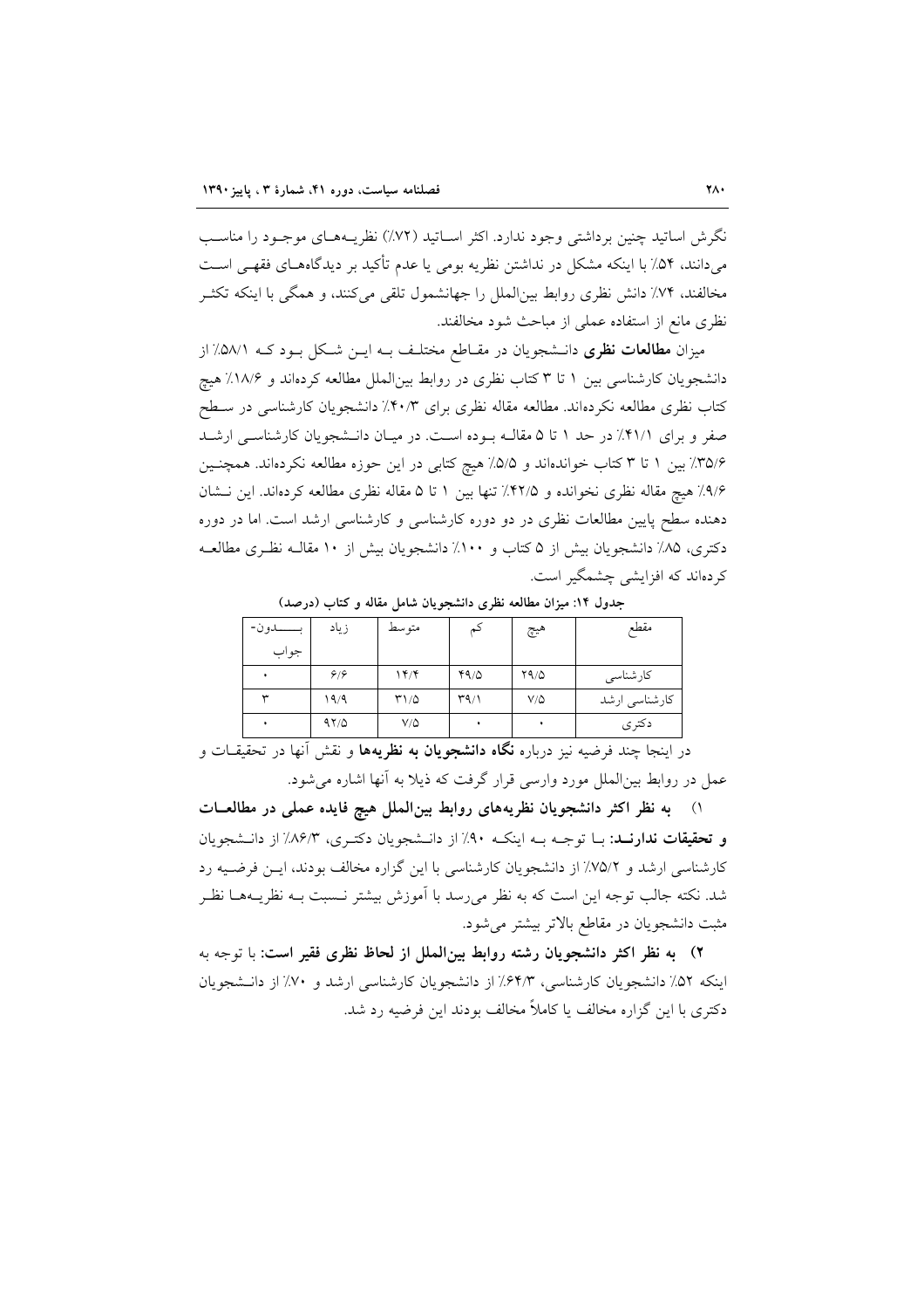نگرش اساتید چنین برداشتی وجود ندارد. اکثر اساتید (۷۲٪) نظریه‌های موجود را مناسب می‌دانند، ۵۴٪ با اینکه مشکل در نداشتن نظریه بومی یا عدم تأکید بر دیدگاه‌های فقهی است مخالفند، ۷۴٪ دانش نظری روابط بین‌الملل را جهانشمول تلقی می‌کنند، و همگی با اینکه تکثر نظری مانع از استفاده عملی از مباحث شود مخالفند.

میزان **مطالعات نظری** دانشجویان در مقاطع مختلف به این شکل بود که ۵۸/۱٪ از دانشجویان کارشناسی بین ۱ تا ۳ کتاب نظری در روابط بین‌الملل مطالعه کرده‌اند و ۱۸/۶٪ هیچ کتاب نظری مطالعه نکرده‌اند. مطالعه مقاله نظری برای ۴۰/۳٪ دانشجویان کارشناسی در سطح صفر و برای ۴۱/۱٪ در حد ۱ تا ۵ مقاله بوده است. در میان دانشجویان کارشناسی ارشد ۳۵/۶٪ بین ۱ تا ۳ کتاب خوانده‌اند و ۵/۵٪ هیچ کتابی در این حوزه مطالعه نکرده‌اند. همچنین ۹/۶٪ هیچ مقاله نظری نخوانده و ۴۲/۵٪ تنها بین ۱ تا ۵ مقاله نظری مطالعه کرده‌اند. این نشان دهنده سطح پایین مطالعات نظری در دو دوره کارشناسی و کارشناسی ارشد است. اما در دوره دکتری، ۸۵٪ دانشجویان بیش از ۵ کتاب و ۱۰۰٪ دانشجویان بیش از ۱۰ مقاله نظری مطالعه کرده‌اند که افزایشی چشمگیر است.

**جدول ۱۴: میزان مطالعه نظری دانشجویان شامل مقاله و کتاب (درصد)**

| مقطع | هیچ | کم | متوسط | زیاد | بدون‌جواب |
|---|---|---|---|---|---|
| کارشناسی | ۲۹/۵ | ۴۹/۵ | ۱۴/۴ | ۶/۶ | ۰ |
| کارشناسی ارشد | ۷/۵ | ۳۹/۱ | ۳۱/۵ | ۱۹/۹ | ۳ |
| دکتری | ۰ | ۰ | ۷/۵ | ۹۲/۵ | ۰ |

در اینجا چند فرضیه نیز درباره **نگاه دانشجویان به نظریه‌ها** و نقش آنها در تحقیقات و عمل در روابط بین‌الملل مورد وارسی قرار گرفت که ذیلا به آنها اشاره می‌شود.

۱) **به نظر اکثر دانشجویان نظریه‌های روابط بین‌الملل هیچ فایده عملی در مطالعات و تحقیقات ندارند:** با توجه به اینکه ۹۰٪ از دانشجویان دکتری، ۸۶/۳٪ از دانشجویان کارشناسی ارشد و ۷۵/۲٪ از دانشجویان کارشناسی با این گزاره مخالف بودند، این فرضیه رد شد. نکته جالب توجه این است که به نظر می‌رسد با آموزش بیشتر نسبت به نظریه‌ها نظر مثبت دانشجویان در مقاطع بالاتر بیشتر می‌شود.

۲) **به نظر اکثر دانشجویان رشته روابط بین‌الملل از لحاظ نظری فقیر است:** با توجه به اینکه ۵۲٪ دانشجویان کارشناسی، ۶۴/۳٪ از دانشجویان کارشناسی ارشد و ۷۰٪ از دانشجویان دکتری با این گزاره مخالف یا کاملاً مخالف بودند این فرضیه رد شد.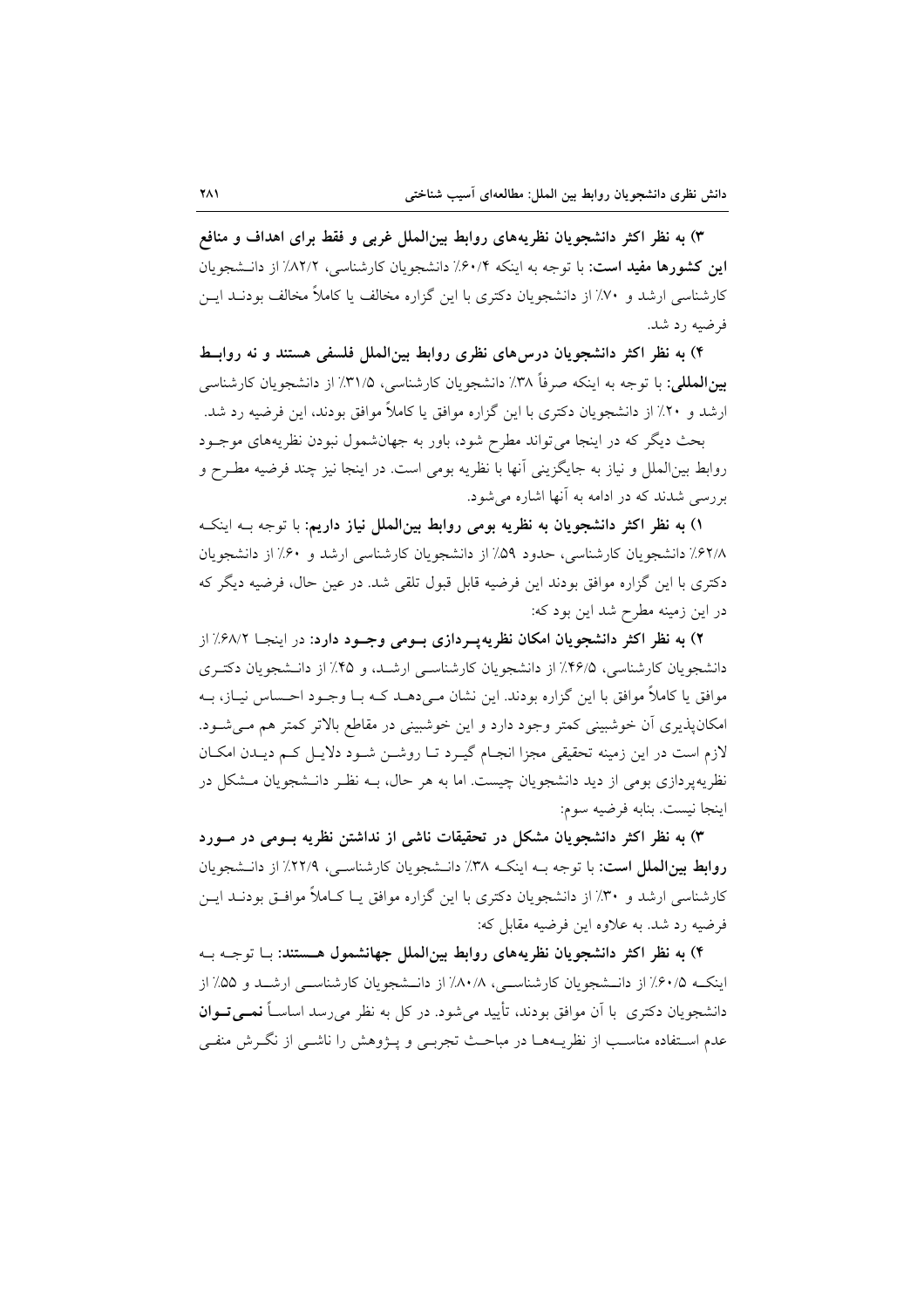**۳) به نظر اکثر دانشجویان نظریه‌های روابط بین‌الملل غربی و فقط برای اهداف و منافع این کشورها مفید است:** با توجه به اینکه ۶۰/۴٪ دانشجویان کارشناسی، ۸۲/۲٪ از دانشجویان کارشناسی ارشد و ۷۰٪ از دانشجویان دکتری با این گزاره مخالف یا کاملاً مخالف بودند این فرضیه رد شد.

**۴) به نظر اکثر دانشجویان درس‌های نظری روابط بین‌الملل فلسفی هستند و نه روابط بین‌المللی:** با توجه به اینکه صرفاً ۳۸٪ دانشجویان کارشناسی، ۳۱/۵٪ از دانشجویان کارشناسی ارشد و ۲۰٪ از دانشجویان دکتری با این گزاره موافق یا کاملاً موافق بودند، این فرضیه رد شد.

بحث دیگر که در اینجا می‌تواند مطرح شود، باور به جهان‌شمول نبودن نظریه‌های موجود روابط بین‌الملل و نیاز به جایگزینی آنها با نظریه بومی است. در اینجا نیز چند فرضیه مطرح و بررسی شدند که در ادامه به آنها اشاره می‌شود.

**۱) به نظر اکثر دانشجویان به نظریه بومی روابط بین‌الملل نیاز داریم:** با توجه به اینکه ۶۲/۸٪ دانشجویان کارشناسی، حدود ۵۹٪ از دانشجویان کارشناسی ارشد و ۶۰٪ از دانشجویان دکتری با این گزاره موافق بودند این فرضیه قابل قبول تلقی شد. در عین حال، فرضیه دیگر که در این زمینه مطرح شد این بود که:

**۲) به نظر اکثر دانشجویان امکان نظریه‌پردازی بومی وجود دارد:** در اینجا ۶۸/۲٪ از دانشجویان کارشناسی، ۴۶/۵٪ از دانشجویان کارشناسی ارشد، و ۴۵٪ از دانشجویان دکتری موافق یا کاملاً موافق با این گزاره بودند. این نشان می‌دهد که با وجود احساس نیاز، به امکان‌پذیری آن خوشبینی کمتر وجود دارد و این خوشبینی در مقاطع بالاتر کمتر هم می‌شود. لازم است در این زمینه تحقیقی مجزا انجام گیرد تا روشن شود دلایل کم دیدن امکان نظریه‌پردازی بومی از دید دانشجویان چیست. اما به هر حال، به نظر دانشجویان مشکل در اینجا نیست. بنابه فرضیه سوم:

**۳) به نظر اکثر دانشجویان مشکل در تحقیقات ناشی از نداشتن نظریه بومی در مورد روابط بین‌الملل است:** با توجه به اینکه ۳۸٪ دانشجویان کارشناسی، ۲۲/۹٪ از دانشجویان کارشناسی ارشد و ۳۰٪ از دانشجویان دکتری با این گزاره موافق یا کاملاً موافق بودند این فرضیه رد شد. به علاوه این فرضیه مقابل که:

**۴) به نظر اکثر دانشجویان نظریه‌های روابط بین‌الملل جهانشمول هستند:** با توجه به اینکه ۶۰/۵٪ از دانشجویان کارشناسی، ۸۰/۸٪ از دانشجویان کارشناسی ارشد و ۵۵٪ از دانشجویان دکتری با آن موافق بودند، تأیید می‌شود. در کل به نظر می‌رسد اساساً **نمی‌توان** عدم استفاده مناسب از نظریه‌ها در مباحث تجربی و پژوهش را ناشی از نگرش منفی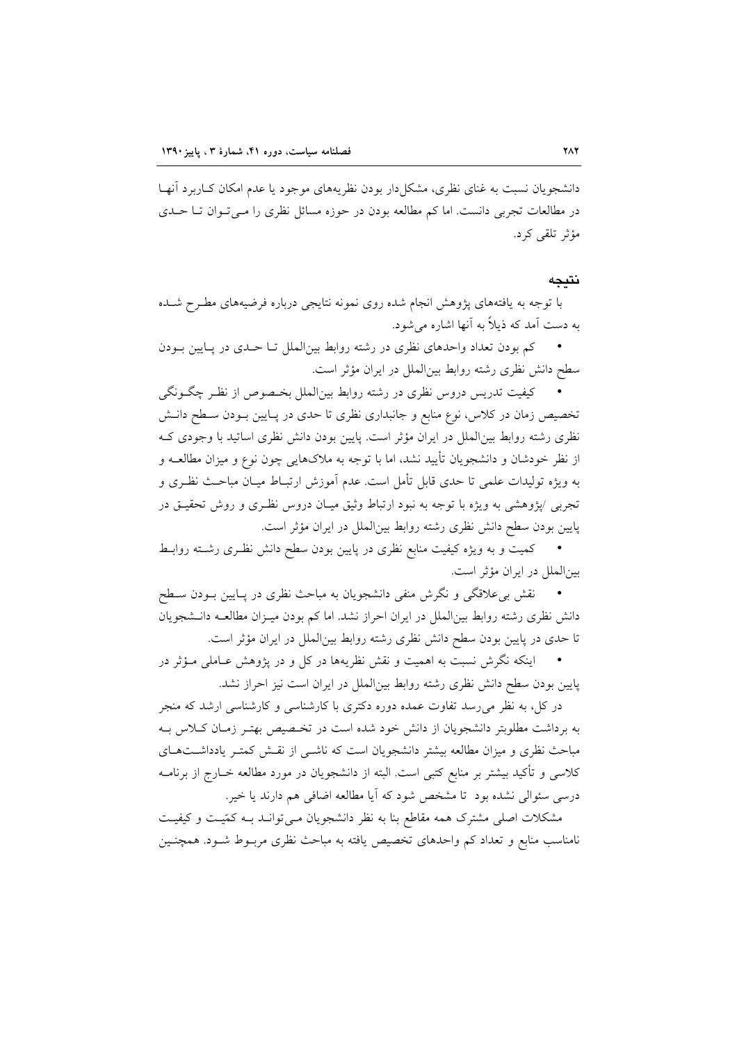دانشجویان نسبت به غنای نظری، مشکل‌دار بودن نظریه‌های موجود یا عدم امکان کـاربرد آنهـا در مطالعات تجربی دانست. اما کم مطالعه بودن در حوزه مسائل نظری را مـی‌تـوان تـا حـدی مؤثر تلقی کرد.

## نتیجه

با توجه به یافته‌های پژوهش انجام شده روی نمونه نتایجی درباره فرضیه‌های مطـرح شـده به دست آمد که ذیلاً به آنها اشاره می‌شود.

- کم بودن تعداد واحدهای نظری در رشته روابط بین‌الملل تـا حـدی در پـایین بـودن سطح دانش نظری رشته روابط بین‌الملل در ایران مؤثر است.
- کیفیت تدریس دروس نظری در رشته روابط بین‌الملل بخـصوص از نظـر چگـونگی تخصیص زمان در کلاس، نوع منابع و جانبداری نظری تا حدی در پـایین بـودن سـطح دانـش نظری رشته روابط بین‌الملل در ایران مؤثر است. پایین بودن دانش نظری اساتید با وجودی کـه از نظر خودشان و دانشجویان تأیید نشد، اما با توجه به ملاک‌هایی چون نوع و میزان مطالعـه و به ویژه تولیدات علمی تا حدی قابل تأمل است. عدم آموزش ارتبـاط میـان مباحـث نظـری و تجربی /پژوهشی به ویژه با توجه به نبود ارتباط وثیق میـان دروس نظـری و روش تحقیـق در پایین بودن سطح دانش نظری رشته روابط بین‌الملل در ایران مؤثر است.
- کمیت و به ویژه کیفیت منابع نظری در پایین بودن سطح دانش نظـری رشـته روابـط بین‌الملل در ایران مؤثر است.
- نقش بی‌علاقگی و نگرش منفی دانشجویان به مباحث نظری در پـایین بـودن سـطح دانش نظری رشته روابط بین‌الملل در ایران احراز نشد. اما کم بودن میـزان مطالعـه دانـشجویان تا حدی در پایین بودن سطح دانش نظری رشته روابط بین‌الملل در ایران مؤثر است.
- اینکه نگرش نسبت به اهمیت و نقش نظریه‌ها در کل و در پژوهش عـاملی مـؤثر در پایین بودن سطح دانش نظری رشته روابط بین‌الملل در ایران است نیز احراز نشد.

در کل، به نظر می‌رسد تفاوت عمده دوره دکتری با کارشناسی و کارشناسی ارشد که منجر به برداشت مطلوبتر دانشجویان از دانش خود شده است در تخـصیص بهتـر زمـان کـلاس بـه مباحث نظری و میزان مطالعه بیشتر دانشجویان است که ناشـی از نقـش کمتـر یادداشـت‌هـای کلاسی و تأکید بیشتر بر منابع کتبی است. البته از دانشجویان در مورد مطالعه خـارج از برنامـه درسی سئوالی نشده بود تا مشخص شود که آیا مطالعه اضافی هم دارند یا خیر.

مشکلات اصلی مشترک همه مقاطع بنا به نظر دانشجویان مـی‌تواننـد بـه کمّیـت و کیفیـت نامناسب منابع و تعداد کم واحدهای تخصیص یافته به مباحث نظری مربـوط شـود. همچنـین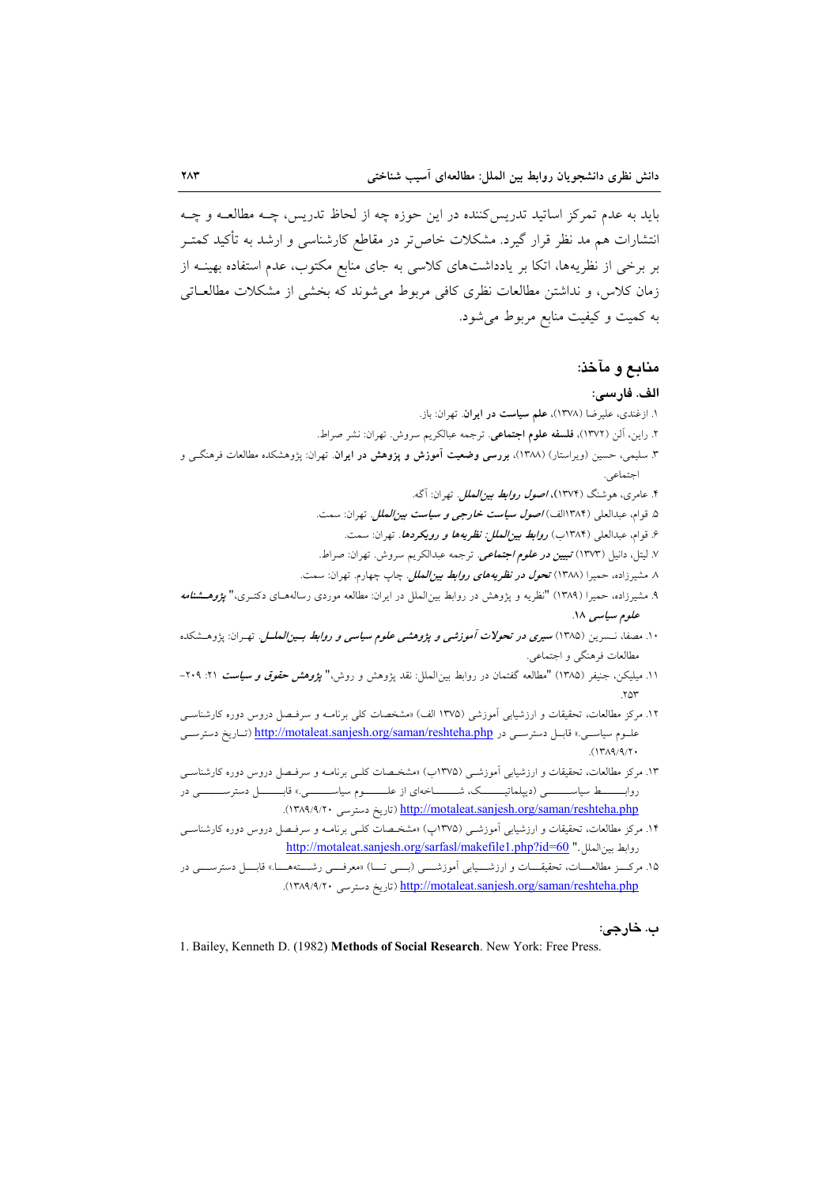باید به عدم تمرکز اساتید تدریس‌کننده در این حوزه چه از لحاظ تدریس، چـه مطالعـه و چـه انتشارات هم مد نظر قرار گیرد. مشکلات خاص‌تر در مقاطع کارشناسی و ارشد به تأکید کمتـر بر برخی از نظریه‌ها، اتکا بر یادداشت‌های کلاسی به جای منابع مکتوب، عدم استفاده بهینـه از زمان کلاس، و نداشتن مطالعات نظری کافی مربوط می‌شوند که بخشی از مشکلات مطالعـاتی به کمیت و کیفیت منابع مربوط می‌شود.

## منابع و مآخذ:

### الف. فارسی:

۱. ازغندی، علیرضا (۱۳۷۸)، **علم سیاست در ایران**. تهران: باز.

۲. راین، آلن (۱۳۷۲)، **فلسفه علوم اجتماعی**. ترجمه عبالکریم سروش. تهران: نشر صراط.

۳. سلیمی، حسین (ویراستار) (۱۳۸۸)، **بررسی وضعیت آموزش و پژوهش در ایران**. تهران: پژوهشکده مطالعات فرهنگی و اجتماعی.

۴. عامری، هوشنگ (۱۳۷۴)، ***اصول روابط بین‌الملل***. تهران: آگه.

۵. قوام، عبدالعلی (۱۳۸۴الف) ***اصول سیاست خارجی و سیاست بین‌الملل***. تهران: سمت.

۶. قوام، عبدالعلی (۱۳۸۴ب) ***روابط بین‌الملل: نظریه‌ها و رویکردها***. تهران: سمت.

۷. لیتل، دانیل (۱۳۷۳) ***تبیین در علوم اجتماعی***. ترجمه عبدالکریم سروش. تهران: صراط.

۸. مشیرزاده، حمیرا (۱۳۸۸) ***تحول در نظریه‌های روابط بین‌الملل***. چاپ چهارم. تهران: سمت.

۹. مشیرزاده، حمیرا (۱۳۸۹) "نظریه و پژوهش در روابط بین‌الملل در ایران: مطالعه موردی رساله‌هـای دکتـری،" ***پژوهشنامه علوم سیاسی*** ۱۸.

۱۰. مصفا، نسرین (۱۳۸۵) ***سیری در تحولات آموزشی و پژوهشی علوم سیاسی و روابط بین‌الملل***. تهران: پژوهشکده مطالعات فرهنگی و اجتماعی.

۱۱. میلیکن، جنیفر (۱۳۸۵) "مطالعه گفتمان در روابط بین‌الملل: نقد پژوهش و روش،" ***پژوهش حقوق و سیاست*** ۲۱: ۲۰۹-۲۵۳.

۱۲. مرکز مطالعات، تحقیقات و ارزشیابی آموزشی (۱۳۷۵ الف) «مشخصات کلی برنامه و سرفصل دروس دوره کارشناسی علـوم سیاسـی.» قابـل دسترسـی در http://motaleat.sanjesh.org/saman/reshteha.php (تـاریخ دسترسـی ۱۳۸۹/۹/۲۰).

۱۳. مرکز مطالعات، تحقیقات و ارزشیابی آموزشـی (۱۳۷۵ب) «مشخـصات کلـی برنامـه و سرفـصل دروس دوره کارشناسـی روابط سیاسی (دیپلماتیک، شاخه‌ای از علوم سیاسی.» قابل دسترسی در http://motaleat.sanjesh.org/saman/reshteha.php (تاریخ دسترسی ۱۳۸۹/۹/۲۰).

۱۴. مرکز مطالعات، تحقیقات و ارزشیابی آموزشـی (۱۳۷۵پ) «مشخـصات کلـی برنامـه و سرفـصل دروس دوره کارشناسـی روابط بین‌الملل." http://motaleat.sanjesh.org/sarfasl/makefile1.php?id=60

۱۵. مرکـز مطالعـات، تحقیقـات و ارزشـیابی آموزشـی (بـی تـا) «معرفـی رشـته‌هـا.» قابـل دسترسـی در http://motaleat.sanjesh.org/saman/reshteha.php (تاریخ دسترسی ۱۳۸۹/۹/۲۰).

### ب. خارجی:

1. Bailey, Kenneth D. (1982) **Methods of Social Research**. New York: Free Press.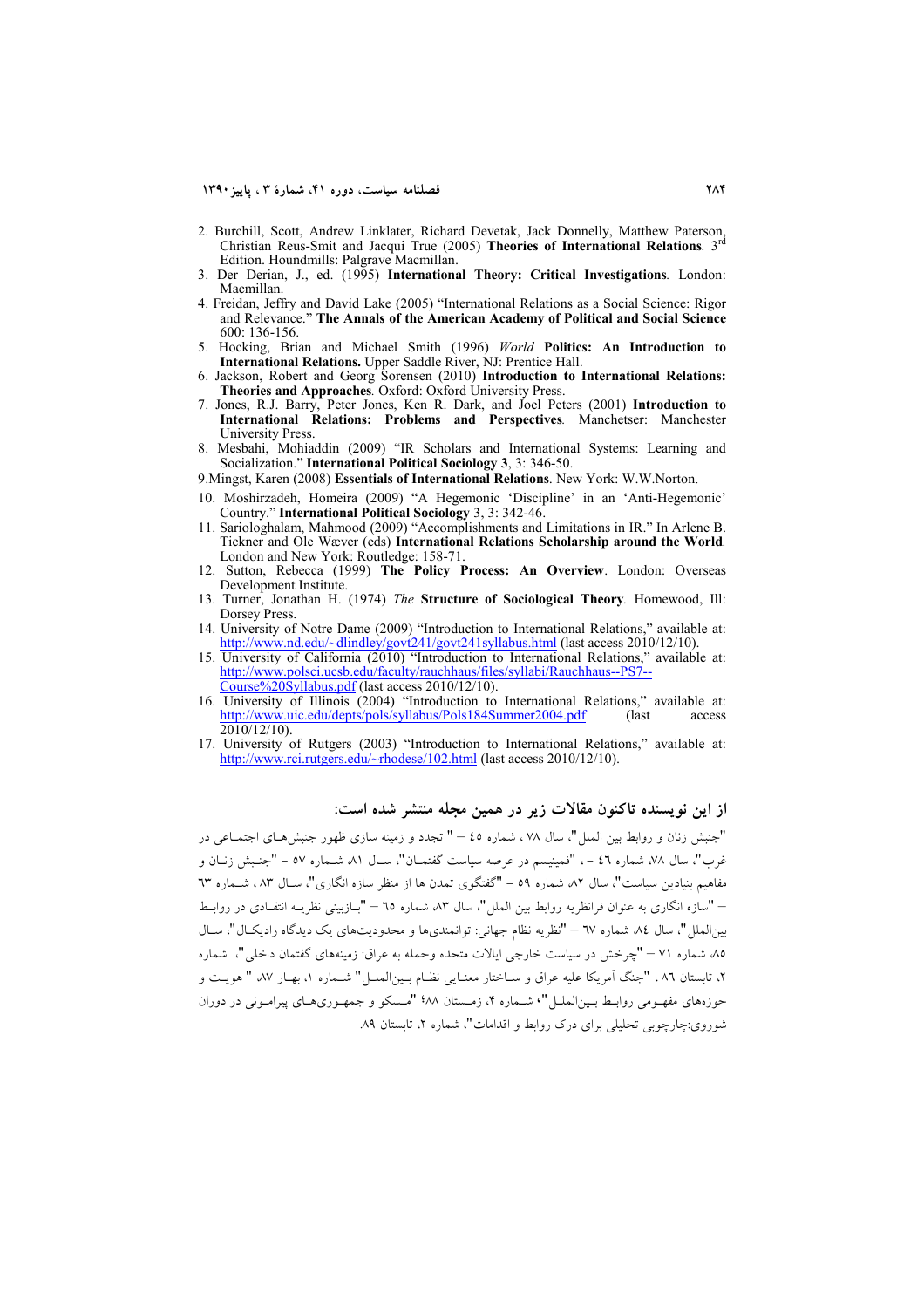2. Burchill, Scott, Andrew Linklater, Richard Devetak, Jack Donnelly, Matthew Paterson, Christian Reus-Smit and Jacqui True (2005) **Theories of International Relations**. 3rd Edition. Houndmills: Palgrave Macmillan.
3. Der Derian, J., ed. (1995) **International Theory: Critical Investigations**. London: Macmillan.
4. Freidan, Jeffry and David Lake (2005) "International Relations as a Social Science: Rigor and Relevance." **The Annals of the American Academy of Political and Social Science** 600: 136-156.
5. Hocking, Brian and Michael Smith (1996) *World* **Politics: An Introduction to International Relations.** Upper Saddle River, NJ: Prentice Hall.
6. Jackson, Robert and Georg Sorensen (2010) **Introduction to International Relations: Theories and Approaches**. Oxford: Oxford University Press.
7. Jones, R.J. Barry, Peter Jones, Ken R. Dark, and Joel Peters (2001) **Introduction to International Relations: Problems and Perspectives**. Manchetser: Manchester University Press.
8. Mesbahi, Mohiaddin (2009) "IR Scholars and International Systems: Learning and Socialization." **International Political Sociology 3**, 3: 346-50.
9. Mingst, Karen (2008) **Essentials of International Relations**. New York: W.W.Norton.
10. Moshirzadeh, Homeira (2009) "A Hegemonic 'Discipline' in an 'Anti-Hegemonic' Country." **International Political Sociology** 3, 3: 342-46.
11. Sariologhalam, Mahmood (2009) "Accomplishments and Limitations in IR." In Arlene B. Tickner and Ole Wæver (eds) **International Relations Scholarship around the World**. London and New York: Routledge: 158-71.
12. Sutton, Rebecca (1999) **The Policy Process: An Overview**. London: Overseas Development Institute.
13. Turner, Jonathan H. (1974) *The* **Structure of Sociological Theory**. Homewood, Ill: Dorsey Press.
14. University of Notre Dame (2009) "Introduction to International Relations," available at: http://www.nd.edu/~dlindley/govt241/govt241syllabus.html (last access 2010/12/10).
15. University of California (2010) "Introduction to International Relations," available at: http://www.polsci.ucsb.edu/faculty/rauchhaus/files/syllabi/Rauchhaus--PS7--Course%20Syllabus.pdf (last access 2010/12/10).
16. University of Illinois (2004) "Introduction to International Relations," available at: http://www.uic.edu/depts/pols/syllabus/Pols184Summer2004.pdf (last access 2010/12/10).
17. University of Rutgers (2003) "Introduction to International Relations," available at: http://www.rci.rutgers.edu/~rhodese/102.html (last access 2010/12/10).

**از این نویسنده تاکنون مقالات زیر در همین مجله منتشر شده است:**

"جنبش زنان و روابط بین الملل"، سال ۷۸ ، شماره ٤٥ – " تجدد و زمینه سازی ظهور جنبش‌های اجتماعی در غرب"، سال ۷۸، شماره ٤٦ - ، "فمینیسم در عرصه سیاست گفتمان"، سال ۸۱، شماره ٥٧ - "جنبش زنان و مفاهیم بنیادین سیاست"، سال ۸۲، شماره ٥٩ - "گفتگوی تمدن ها از منظر سازه انگاری"، سال ۸۳ ، شماره ٦٣ – "سازه انگاری به عنوان فرانظریه روابط بین الملل"، سال ۸۳، شماره ٦٥ – "بازبینی نظریه انتقادی در روابط بین‌الملل"، سال ۸٤، شماره ٦٧ – "نظریه نظام جهانی: توانمندی‌ها و محدودیت‌های یک دیدگاه رادیکال"، سال ۸۵، شماره ۷۱ – "چرخش در سیاست خارجی ایالات متحده وحمله به عراق: زمینه‌های گفتمان داخلی"، شماره ۲، تابستان ۸٦ ، "جنگ آمریکا علیه عراق و ساختار معنایی نظام بین‌الملل" شماره ۱، بهار ۸۷، " هویت و حوزه‌های مفهومی روابط بین‌الملل"، شماره ۴، زمستان ۸۸؛ "مسکو و جمهوری‌های پیرامونی در دوران شوروی:چارچوبی تحلیلی برای درک روابط و اقدامات"، شماره ۲، تابستان ۸۹.